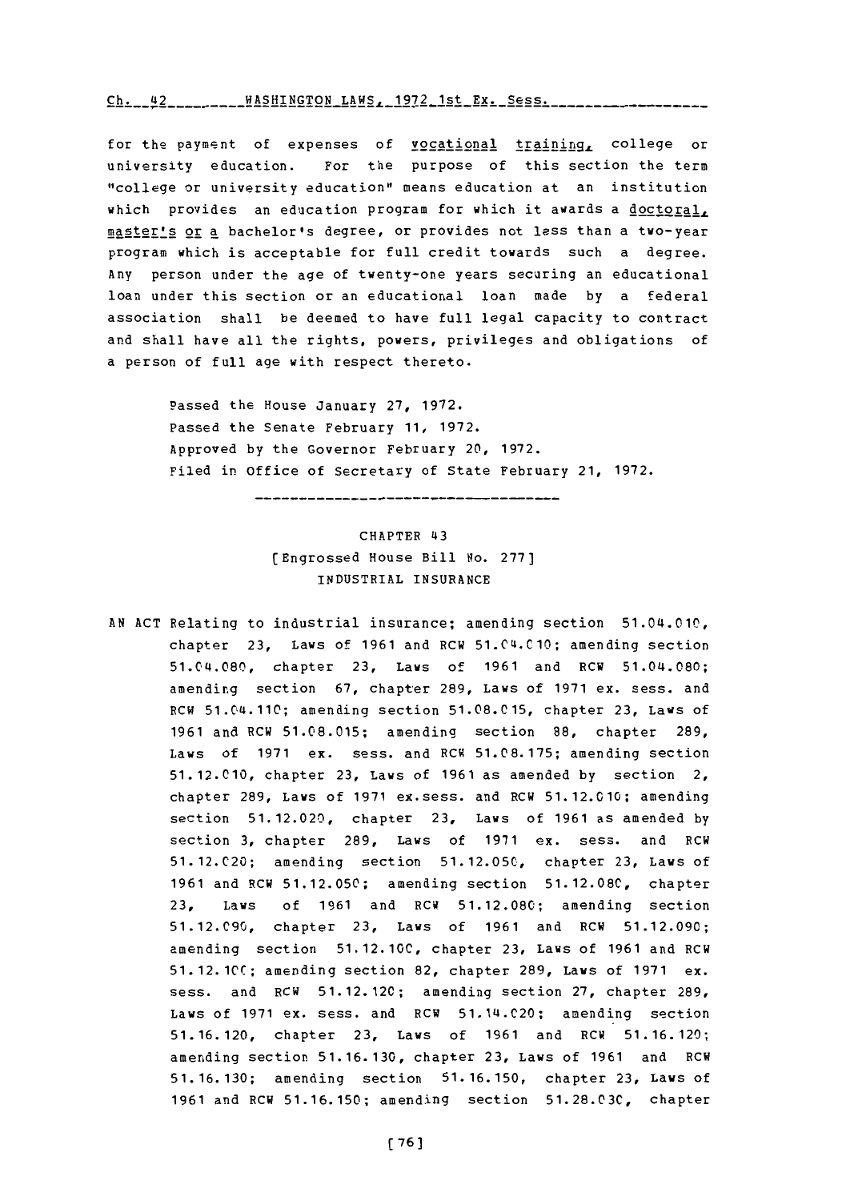for the payment of expenses of vocational training, college or university education. For the purpose of this section the term "college or university education" means education at an institution which provides an education program for which it awards a doctoral, master's or a bachelor's degree, or provides not less than a two-year program which is acceptable for full credit towards such a degree. Any person under the age of twenty-one years securing an educational loan under this section or an educational loan made by a federal association shall be deemed to have full legal capacity to contract and shall have all the rights, powers, privileges and obligations of a person of full age with respect thereto.

Passed the House January 27, 1972.
Passed the Senate February 11, 1972.
Approved by the Governor February 20, 1972.
Filed in Office of Secretary of State February 21, 1972.

---

CHAPTER 43
[Engrossed House Bill No. 277]
INDUSTRIAL INSURANCE

AN ACT Relating to industrial insurance; amending section 51.04.010, chapter 23, Laws of 1961 and RCW 51.04.010; amending section 51.04.080, chapter 23, Laws of 1961 and RCW 51.04.080; amending section 67, chapter 289, Laws of 1971 ex. sess. and RCW 51.04.110; amending section 51.08.015, chapter 23, Laws of 1961 and RCW 51.08.015; amending section 88, chapter 289, Laws of 1971 ex. sess. and RCW 51.08.175; amending section 51.12.010, chapter 23, Laws of 1961 as amended by section 2, chapter 289, Laws of 1971 ex.sess. and RCW 51.12.010; amending section 51.12.020, chapter 23, Laws of 1961 as amended by section 3, chapter 289, Laws of 1971 ex. sess. and RCW 51.12.020; amending section 51.12.050, chapter 23, Laws of 1961 and RCW 51.12.050; amending section 51.12.080, chapter 23, Laws of 1961 and RCW 51.12.080; amending section 51.12.090, chapter 23, Laws of 1961 and RCW 51.12.090; amending section 51.12.100, chapter 23, Laws of 1961 and RCW 51.12.100; amending section 82, chapter 289, Laws of 1971 ex. sess. and RCW 51.12.120; amending section 27, chapter 289, Laws of 1971 ex. sess. and RCW 51.14.020; amending section 51.16.120, chapter 23, Laws of 1961 and RCW 51.16.120; amending section 51.16.130, chapter 23, Laws of 1961 and RCW 51.16.130; amending section 51.16.150, chapter 23, Laws of 1961 and RCW 51.16.150; amending section 51.28.030, chapter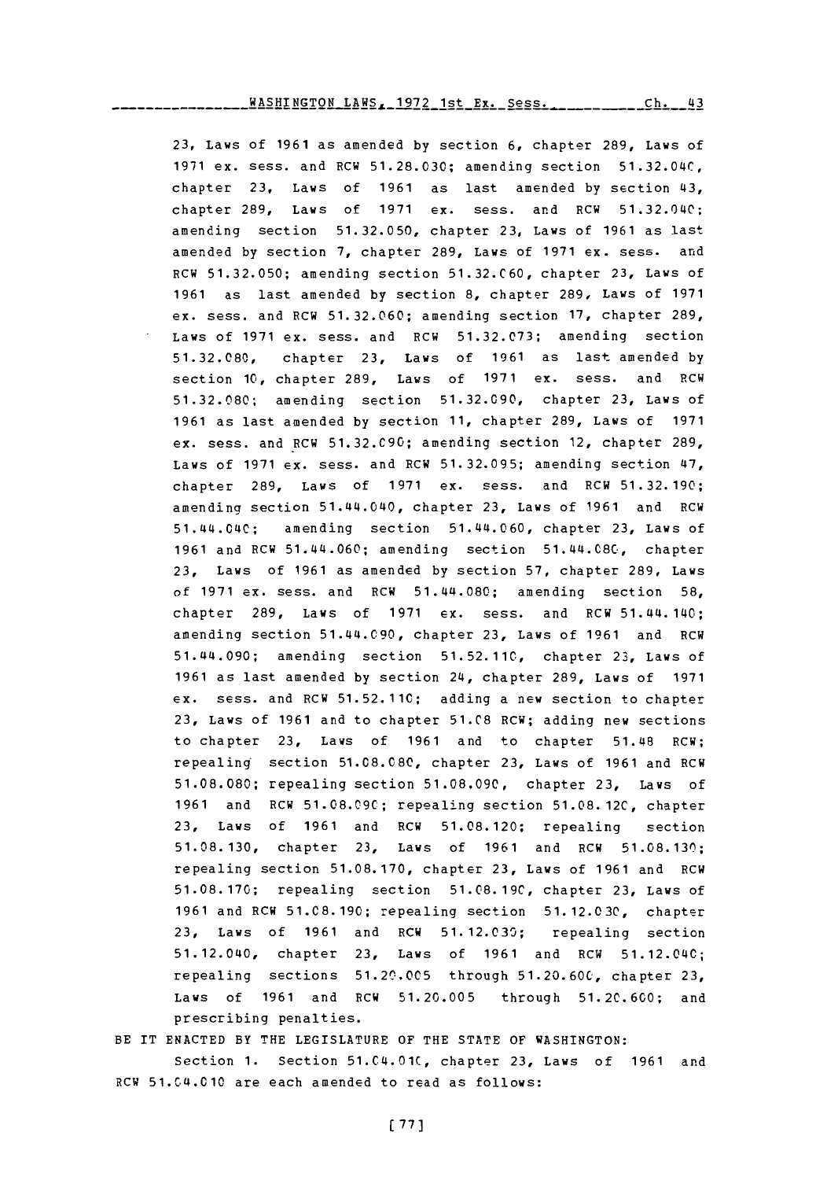23, Laws of 1961 as amended by section 6, chapter 289, Laws of 1971 ex. sess. and RCW 51.28.030; amending section 51.32.040, chapter 23, Laws of 1961 as last amended by section 43, chapter 289, Laws of 1971 ex. sess. and RCW 51.32.040; amending section 51.32.050, chapter 23, Laws of 1961 as last amended by section 7, chapter 289, Laws of 1971 ex. sess. and RCW 51.32.050; amending section 51.32.060, chapter 23, Laws of 1961 as last amended by section 8, chapter 289, Laws of 1971 ex. sess. and RCW 51.32.060; amending section 17, chapter 289, Laws of 1971 ex. sess. and RCW 51.32.073; amending section 51.32.080, chapter 23, Laws of 1961 as last amended by section 10, chapter 289, Laws of 1971 ex. sess. and RCW 51.32.080; amending section 51.32.090, chapter 23, Laws of 1961 as last amended by section 11, chapter 289, Laws of 1971 ex. sess. and RCW 51.32.090; amending section 12, chapter 289, Laws of 1971 ex. sess. and RCW 51.32.095; amending section 47, chapter 289, Laws of 1971 ex. sess. and RCW 51.32.190; amending section 51.44.040, chapter 23, Laws of 1961 and RCW 51.44.040; amending section 51.44.060, chapter 23, Laws of 1961 and RCW 51.44.060; amending section 51.44.080, chapter 23, Laws of 1961 as amended by section 57, chapter 289, Laws of 1971 ex. sess. and RCW 51.44.080; amending section 58, chapter 289, Laws of 1971 ex. sess. and RCW 51.44.140; amending section 51.44.090, chapter 23, Laws of 1961 and RCW 51.44.090; amending section 51.52.110, chapter 23, Laws of 1961 as last amended by section 24, chapter 289, Laws of 1971 ex. sess. and RCW 51.52.110; adding a new section to chapter 23, Laws of 1961 and to chapter 51.08 RCW; adding new sections to chapter 23, Laws of 1961 and to chapter 51.48 RCW; repealing section 51.08.080, chapter 23, Laws of 1961 and RCW 51.08.080; repealing section 51.08.090, chapter 23, Laws of 1961 and RCW 51.08.090; repealing section 51.08.120, chapter 23, Laws of 1961 and RCW 51.08.120; repealing section 51.08.130, chapter 23, Laws of 1961 and RCW 51.08.130; repealing section 51.08.170, chapter 23, Laws of 1961 and RCW 51.08.170; repealing section 51.08.190, chapter 23, Laws of 1961 and RCW 51.08.190; repealing section 51.12.030, chapter 23, Laws of 1961 and RCW 51.12.030; repealing section 51.12.040, chapter 23, Laws of 1961 and RCW 51.12.040; repealing sections 51.20.005 through 51.20.600, chapter 23, Laws of 1961 and RCW 51.20.005 through 51.20.600; and prescribing penalties.

BE IT ENACTED BY THE LEGISLATURE OF THE STATE OF WASHINGTON:

Section 1. Section 51.04.010, chapter 23, Laws of 1961 and RCW 51.04.010 are each amended to read as follows: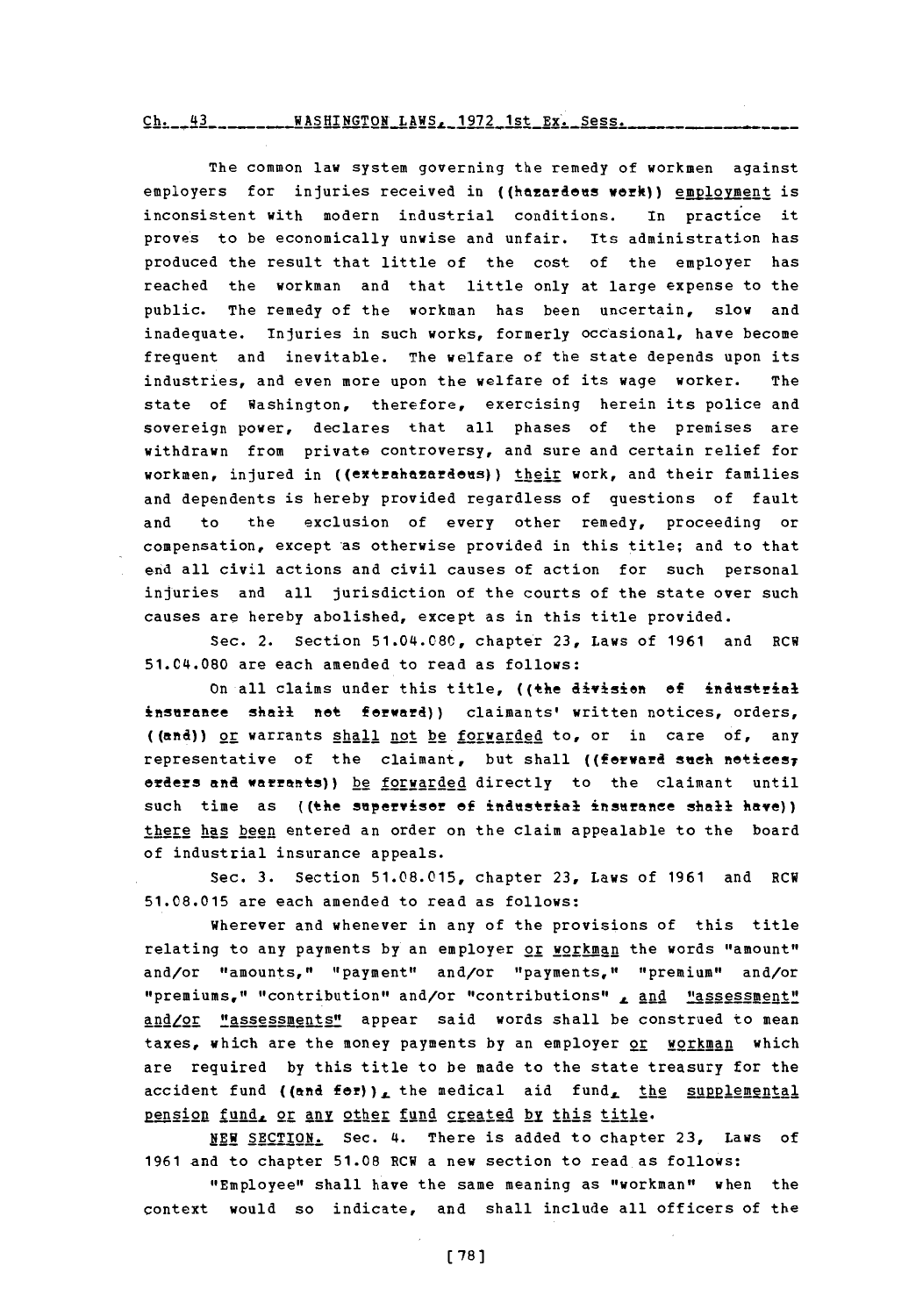The common law system governing the remedy of workmen against employers for injuries received in ((hazardous work)) employment is inconsistent with modern industrial conditions. In practice it proves to be economically unwise and unfair. Its administration has produced the result that little of the cost of the employer has reached the workman and that little only at large expense to the public. The remedy of the workman has been uncertain, slow and inadequate. Injuries in such works, formerly occasional, have become frequent and inevitable. The welfare of the state depends upon its industries, and even more upon the welfare of its wage worker. The state of Washington, therefore, exercising herein its police and sovereign power, declares that all phases of the premises are withdrawn from private controversy, and sure and certain relief for workmen, injured in ((extrahazardous)) their work, and their families and dependents is hereby provided regardless of questions of fault and to the exclusion of every other remedy, proceeding or compensation, except as otherwise provided in this title; and to that end all civil actions and civil causes of action for such personal injuries and all jurisdiction of the courts of the state over such causes are hereby abolished, except as in this title provided.

Sec. 2. Section 51.04.080, chapter 23, Laws of 1961 and RCW 51.04.080 are each amended to read as follows:

On all claims under this title, ((the division of industrial insurance shall not forward)) claimants' written notices, orders, ((and)) or warrants shall not be forwarded to, or in care of, any representative of the claimant, but shall ((forward such notices, orders and warrants)) be forwarded directly to the claimant until such time as ((the supervisor of industrial insurance shall have)) there has been entered an order on the claim appealable to the board of industrial insurance appeals.

Sec. 3. Section 51.08.015, chapter 23, Laws of 1961 and RCW 51.08.015 are each amended to read as follows:

Wherever and whenever in any of the provisions of this title relating to any payments by an employer or workman the words "amount" and/or "amounts," "payment" and/or "payments," "premium" and/or "premiums," "contribution" and/or "contributions" , and "assessment" and/or "assessments" appear said words shall be construed to mean taxes, which are the money payments by an employer or workman which are required by this title to be made to the state treasury for the accident fund ((and for)), the medical aid fund, the supplemental pension fund, or any other fund created by this title.

NEW SECTION. Sec. 4. There is added to chapter 23, Laws of 1961 and to chapter 51.08 RCW a new section to read as follows:

"Employee" shall have the same meaning as "workman" when the context would so indicate, and shall include all officers of the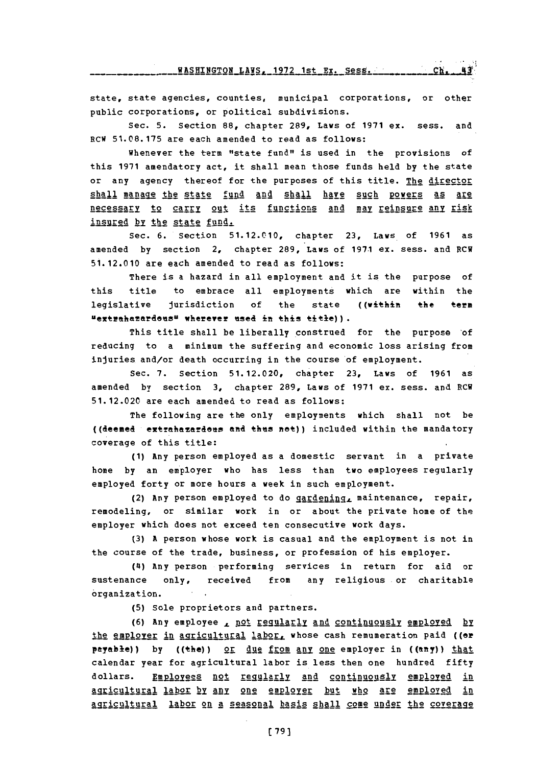state, state agencies, counties, municipal corporations, or other public corporations, or political subdivisions.

Sec. 5. Section 88, chapter 289, Laws of 1971 ex. sess. and RCW 51.08.175 are each amended to read as follows:

Whenever the term "state fund" is used in the provisions of this 1971 amendatory act, it shall mean those funds held by the state or any agency thereof for the purposes of this title. The director shall manage the state fund and shall have such powers as are necessary to carry out its functions and may reinsure any risk insured by the state fund.

Sec. 6. Section 51.12.010, chapter 23, Laws of 1961 as amended by section 2, chapter 289, Laws of 1971 ex. sess. and RCW 51.12.010 are each amended to read as follows:

There is a hazard in all employment and it is the purpose of this title to embrace all employments which are within the legislative jurisdiction of the state ((within the term "extrahazardous" wherever used in this title)).

This title shall be liberally construed for the purpose of reducing to a minimum the suffering and economic loss arising from injuries and/or death occurring in the course of employment.

Sec. 7. Section 51.12.020, chapter 23, Laws of 1961 as amended by section 3, chapter 289, Laws of 1971 ex. sess. and RCW 51.12.020 are each amended to read as follows:

The following are the only employments which shall not be ((deemed extrahazardous and thus not)) included within the mandatory coverage of this title:

(1) Any person employed as a domestic servant in a private home by an employer who has less than two employees regularly employed forty or more hours a week in such employment.

(2) Any person employed to do gardening, maintenance, repair, remodeling, or similar work in or about the private home of the employer which does not exceed ten consecutive work days.

(3) A person whose work is casual and the employment is not in the course of the trade, business, or profession of his employer.

(4) Any person performing services in return for aid or sustenance only, received from any religious or charitable organization.

(5) Sole proprietors and partners.

(6) Any employee, not regularly and continuously employed by the employer in agricultural labor, whose cash remuneration paid ((or payable)) by ((the)) or due from any one employer in ((any)) that calendar year for agricultural labor is less then one hundred fifty dollars. Employees not regularly and continuously employed in agricultural labor by any one employer but who are employed in agricultural labor on a seasonal basis shall come under the coverage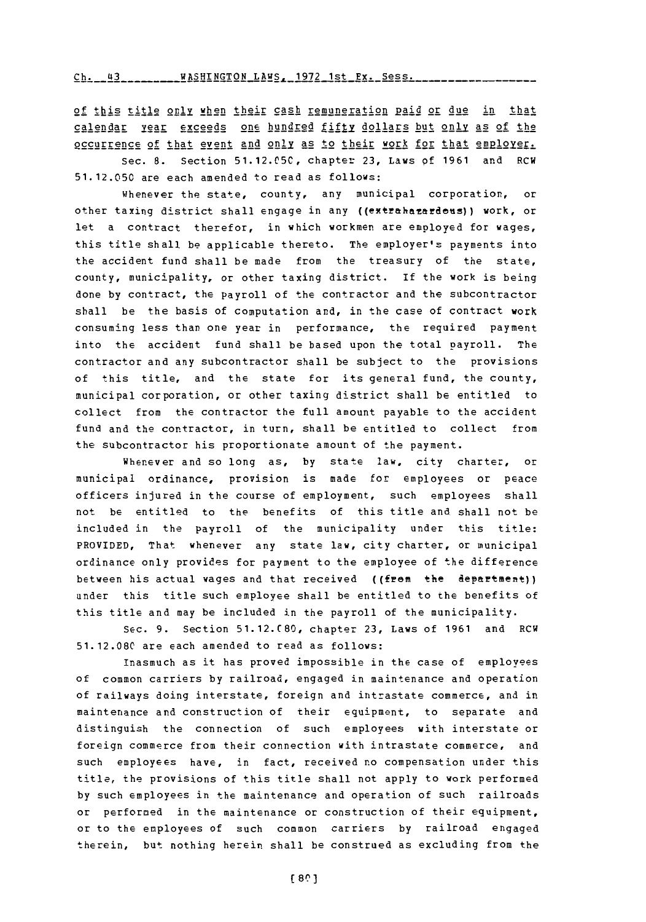of this title only when their cash remuneration paid or due in that calendar year exceeds one hundred fifty dollars but only as of the occurrence of that event and only as to their work for that employer.

Sec. 8. Section 51.12.050, chapter 23, Laws of 1961 and RCW 51.12.050 are each amended to read as follows:

Whenever the state, county, any municipal corporation, or other taxing district shall engage in any ((extrahazardous)) work, or let a contract therefor, in which workmen are employed for wages, this title shall be applicable thereto. The employer's payments into the accident fund shall be made from the treasury of the state, county, municipality, or other taxing district. If the work is being done by contract, the payroll of the contractor and the subcontractor shall be the basis of computation and, in the case of contract work consuming less than one year in performance, the required payment into the accident fund shall be based upon the total payroll. The contractor and any subcontractor shall be subject to the provisions of this title, and the state for its general fund, the county, municipal corporation, or other taxing district shall be entitled to collect from the contractor the full amount payable to the accident fund and the contractor, in turn, shall be entitled to collect from the subcontractor his proportionate amount of the payment.

Whenever and so long as, by state law, city charter, or municipal ordinance, provision is made for employees or peace officers injured in the course of employment, such employees shall not be entitled to the benefits of this title and shall not be included in the payroll of the municipality under this title: PROVIDED, That whenever any state law, city charter, or municipal ordinance only provides for payment to the employee of the difference between his actual wages and that received ((from the department)) under this title such employee shall be entitled to the benefits of this title and may be included in the payroll of the municipality.

Sec. 9. Section 51.12.080, chapter 23, Laws of 1961 and RCW 51.12.080 are each amended to read as follows:

Inasmuch as it has proved impossible in the case of employees of common carriers by railroad, engaged in maintenance and operation of railways doing interstate, foreign and intrastate commerce, and in maintenance and construction of their equipment, to separate and distinguish the connection of such employees with interstate or foreign commerce from their connection with intrastate commerce, and such employees have, in fact, received no compensation under this title, the provisions of this title shall not apply to work performed by such employees in the maintenance and operation of such railroads or performed in the maintenance or construction of their equipment, or to the employees of such common carriers by railroad engaged therein, but nothing herein shall be construed as excluding from the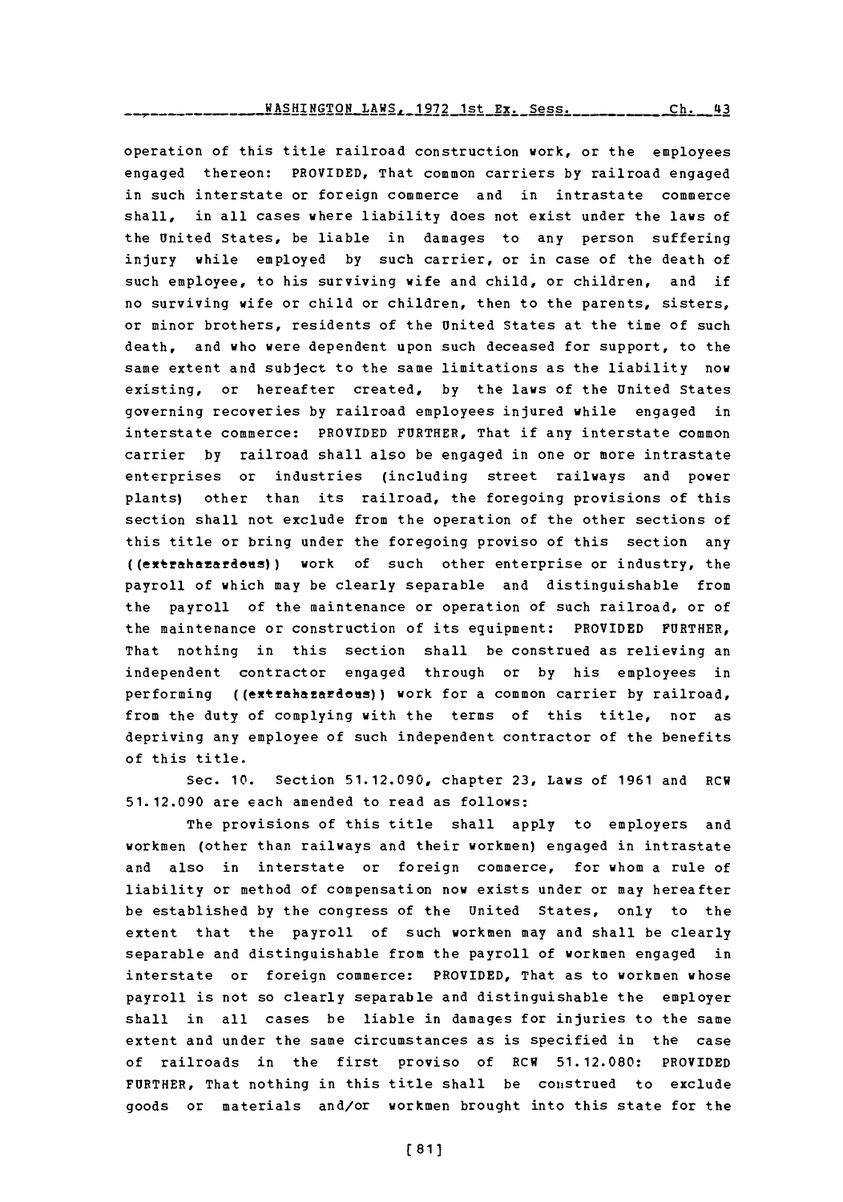operation of this title railroad construction work, or the employees engaged thereon: PROVIDED, That common carriers by railroad engaged in such interstate or foreign commerce and in intrastate commerce shall, in all cases where liability does not exist under the laws of the United States, be liable in damages to any person suffering injury while employed by such carrier, or in case of the death of such employee, to his surviving wife and child, or children, and if no surviving wife or child or children, then to the parents, sisters, or minor brothers, residents of the United States at the time of such death, and who were dependent upon such deceased for support, to the same extent and subject to the same limitations as the liability now existing, or hereafter created, by the laws of the United States governing recoveries by railroad employees injured while engaged in interstate commerce: PROVIDED FURTHER, That if any interstate common carrier by railroad shall also be engaged in one or more intrastate enterprises or industries (including street railways and power plants) other than its railroad, the foregoing provisions of this section shall not exclude from the operation of the other sections of this title or bring under the foregoing proviso of this section any ((extrahazardous)) work of such other enterprise or industry, the payroll of which may be clearly separable and distinguishable from the payroll of the maintenance or operation of such railroad, or of the maintenance or construction of its equipment: PROVIDED FURTHER, That nothing in this section shall be construed as relieving an independent contractor engaged through or by his employees in performing ((extrahazardous)) work for a common carrier by railroad, from the duty of complying with the terms of this title, nor as depriving any employee of such independent contractor of the benefits of this title.

Sec. 10. Section 51.12.090, chapter 23, Laws of 1961 and RCW 51.12.090 are each amended to read as follows:

The provisions of this title shall apply to employers and workmen (other than railways and their workmen) engaged in intrastate and also in interstate or foreign commerce, for whom a rule of liability or method of compensation now exists under or may hereafter be established by the congress of the United States, only to the extent that the payroll of such workmen may and shall be clearly separable and distinguishable from the payroll of workmen engaged in interstate or foreign commerce: PROVIDED, That as to workmen whose payroll is not so clearly separable and distinguishable the employer shall in all cases be liable in damages for injuries to the same extent and under the same circumstances as is specified in the case of railroads in the first proviso of RCW 51.12.080: PROVIDED FURTHER, That nothing in this title shall be construed to exclude goods or materials and/or workmen brought into this state for the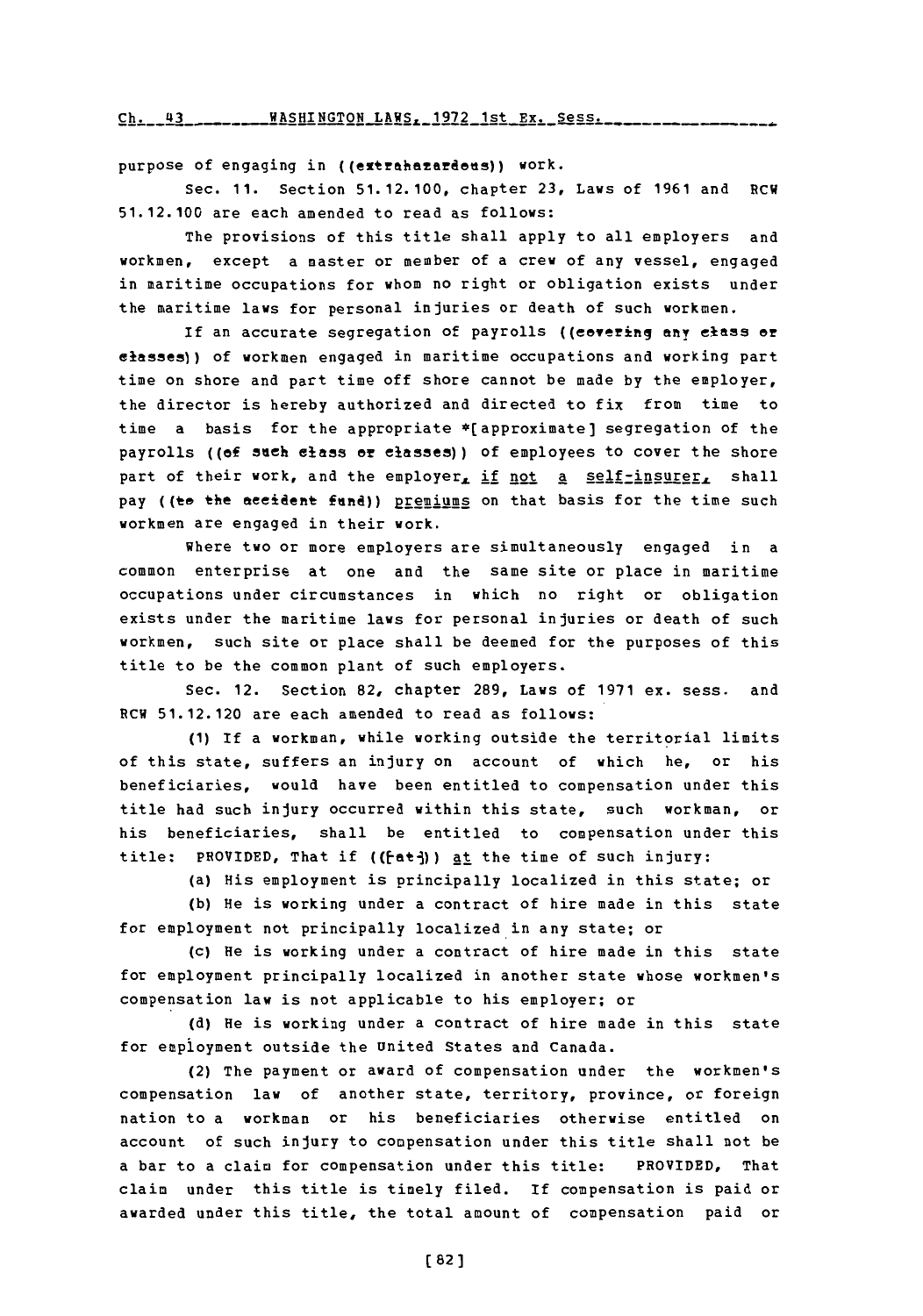purpose of engaging in ((extrahazardous)) work.

Sec. 11. Section 51.12.100, chapter 23, Laws of 1961 and RCW 51.12.100 are each amended to read as follows:

The provisions of this title shall apply to all employers and workmen, except a master or member of a crew of any vessel, engaged in maritime occupations for whom no right or obligation exists under the maritime laws for personal injuries or death of such workmen.

If an accurate segregation of payrolls ((covering any class or classes)) of workmen engaged in maritime occupations and working part time on shore and part time off shore cannot be made by the employer, the director is hereby authorized and directed to fix from time to time a basis for the appropriate *[approximate] segregation of the payrolls ((of such class or classes)) of employees to cover the shore part of their work, and the employer, if not a self-insurer, shall pay ((to the accident fund)) premiums on that basis for the time such workmen are engaged in their work.

Where two or more employers are simultaneously engaged in a common enterprise at one and the same site or place in maritime occupations under circumstances in which no right or obligation exists under the maritime laws for personal injuries or death of such workmen, such site or place shall be deemed for the purposes of this title to be the common plant of such employers.

Sec. 12. Section 82, chapter 289, Laws of 1971 ex. sess. and RCW 51.12.120 are each amended to read as follows:

(1) If a workman, while working outside the territorial limits of this state, suffers an injury on account of which he, or his beneficiaries, would have been entitled to compensation under this title had such injury occurred within this state, such workman, or his beneficiaries, shall be entitled to compensation under this title: PROVIDED, That if (([at])) at the time of such injury:

(a) His employment is principally localized in this state; or

(b) He is working under a contract of hire made in this state for employment not principally localized in any state; or

(c) He is working under a contract of hire made in this state for employment principally localized in another state whose workmen's compensation law is not applicable to his employer; or

(d) He is working under a contract of hire made in this state for employment outside the United States and Canada.

(2) The payment or award of compensation under the workmen's compensation law of another state, territory, province, or foreign nation to a workman or his beneficiaries otherwise entitled on account of such injury to compensation under this title shall not be a bar to a claim for compensation under this title: PROVIDED, That claim under this title is timely filed. If compensation is paid or awarded under this title, the total amount of compensation paid or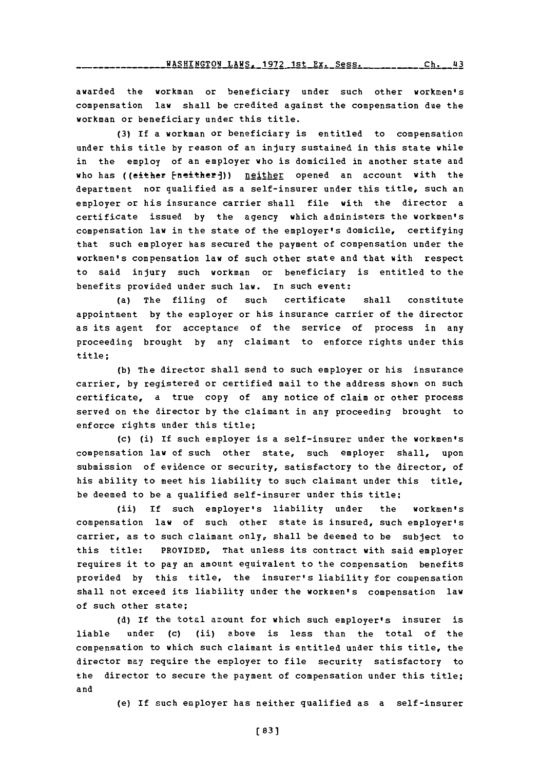awarded the workman or beneficiary under such other workmen's compensation law shall be credited against the compensation due the workman or beneficiary under this title.

(3) If a workman or beneficiary is entitled to compensation under this title by reason of an injury sustained in this state while in the employ of an employer who is domiciled in another state and who has ((~~either~~ [neither])) neither opened an account with the department nor qualified as a self-insurer under this title, such an employer or his insurance carrier shall file with the director a certificate issued by the agency which administers the workmen's compensation law in the state of the employer's domicile, certifying that such employer has secured the payment of compensation under the workmen's compensation law of such other state and that with respect to said injury such workman or beneficiary is entitled to the benefits provided under such law. In such event:

(a) The filing of such certificate shall constitute appointment by the employer or his insurance carrier of the director as its agent for acceptance of the service of process in any proceeding brought by any claimant to enforce rights under this title;

(b) The director shall send to such employer or his insurance carrier, by registered or certified mail to the address shown on such certificate, a true copy of any notice of claim or other process served on the director by the claimant in any proceeding brought to enforce rights under this title;

(c) (i) If such employer is a self-insurer under the workmen's compensation law of such other state, such employer shall, upon submission of evidence or security, satisfactory to the director, of his ability to meet his liability to such claimant under this title, be deemed to be a qualified self-insurer under this title;

(ii) If such employer's liability under the workmen's compensation law of such other state is insured, such employer's carrier, as to such claimant only, shall be deemed to be subject to this title: PROVIDED, That unless its contract with said employer requires it to pay an amount equivalent to the compensation benefits provided by this title, the insurer's liability for compensation shall not exceed its liability under the workmen's compensation law of such other state;

(d) If the total amount for which such employer's insurer is liable under (c) (ii) above is less than the total of the compensation to which such claimant is entitled under this title, the director may require the employer to file security satisfactory to the director to secure the payment of compensation under this title; and

(e) If such employer has neither qualified as a self-insurer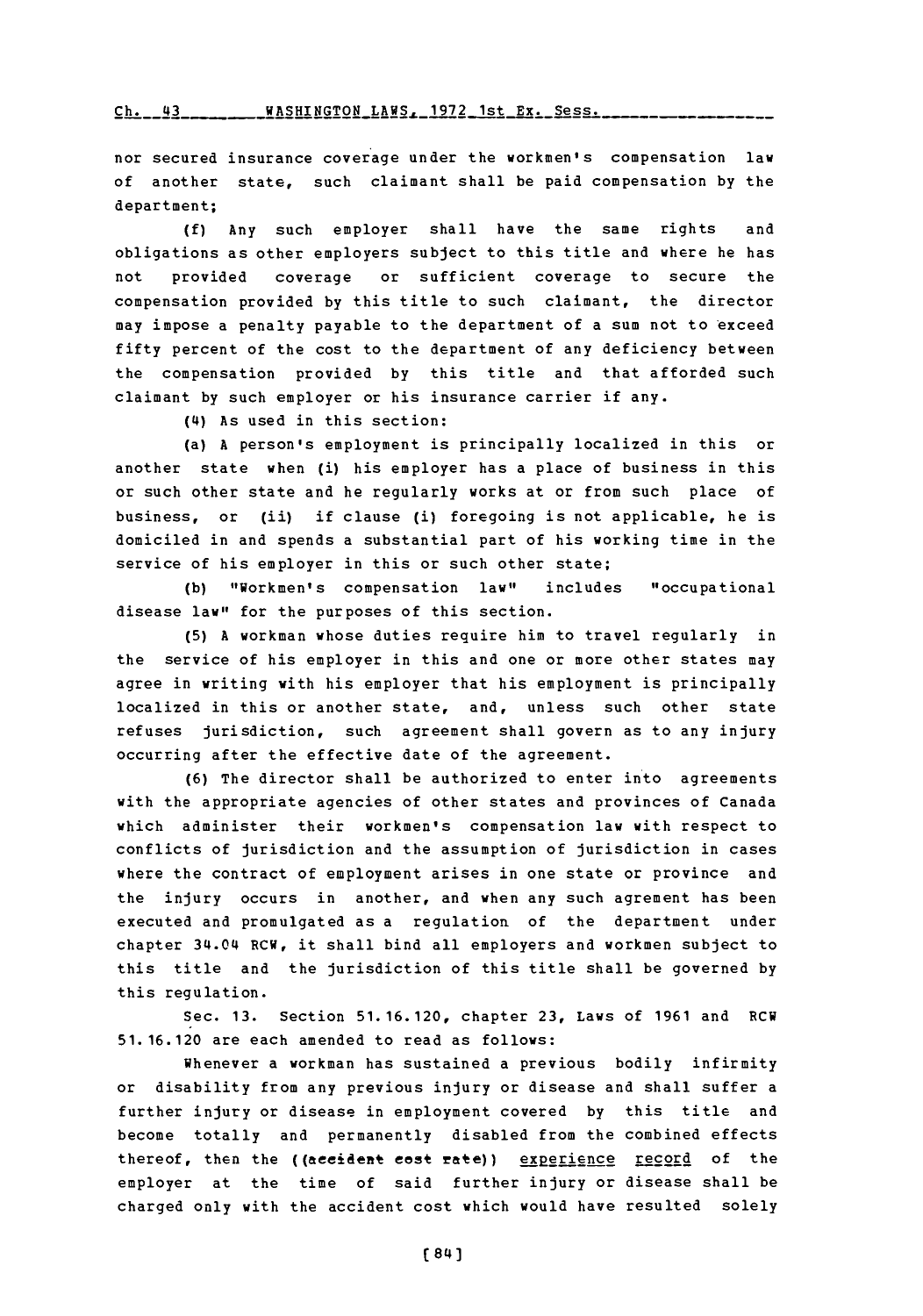nor secured insurance coverage under the workmen's compensation law of another state, such claimant shall be paid compensation by the department;

(f) Any such employer shall have the same rights and obligations as other employers subject to this title and where he has not provided coverage or sufficient coverage to secure the compensation provided by this title to such claimant, the director may impose a penalty payable to the department of a sum not to exceed fifty percent of the cost to the department of any deficiency between the compensation provided by this title and that afforded such claimant by such employer or his insurance carrier if any.

(4) As used in this section:

(a) A person's employment is principally localized in this or another state when (i) his employer has a place of business in this or such other state and he regularly works at or from such place of business, or (ii) if clause (i) foregoing is not applicable, he is domiciled in and spends a substantial part of his working time in the service of his employer in this or such other state;

(b) "Workmen's compensation law" includes "occupational disease law" for the purposes of this section.

(5) A workman whose duties require him to travel regularly in the service of his employer in this and one or more other states may agree in writing with his employer that his employment is principally localized in this or another state, and, unless such other state refuses jurisdiction, such agreement shall govern as to any injury occurring after the effective date of the agreement.

(6) The director shall be authorized to enter into agreements with the appropriate agencies of other states and provinces of Canada which administer their workmen's compensation law with respect to conflicts of jurisdiction and the assumption of jurisdiction in cases where the contract of employment arises in one state or province and the injury occurs in another, and when any such agreement has been executed and promulgated as a regulation of the department under chapter 34.04 RCW, it shall bind all employers and workmen subject to this title and the jurisdiction of this title shall be governed by this regulation.

Sec. 13. Section 51.16.120, chapter 23, Laws of 1961 and RCW 51.16.120 are each amended to read as follows:

Whenever a workman has sustained a previous bodily infirmity or disability from any previous injury or disease and shall suffer a further injury or disease in employment covered by this title and become totally and permanently disabled from the combined effects thereof, then the ((~~accident cost rate~~)) <u>experience record</u> of the employer at the time of said further injury or disease shall be charged only with the accident cost which would have resulted solely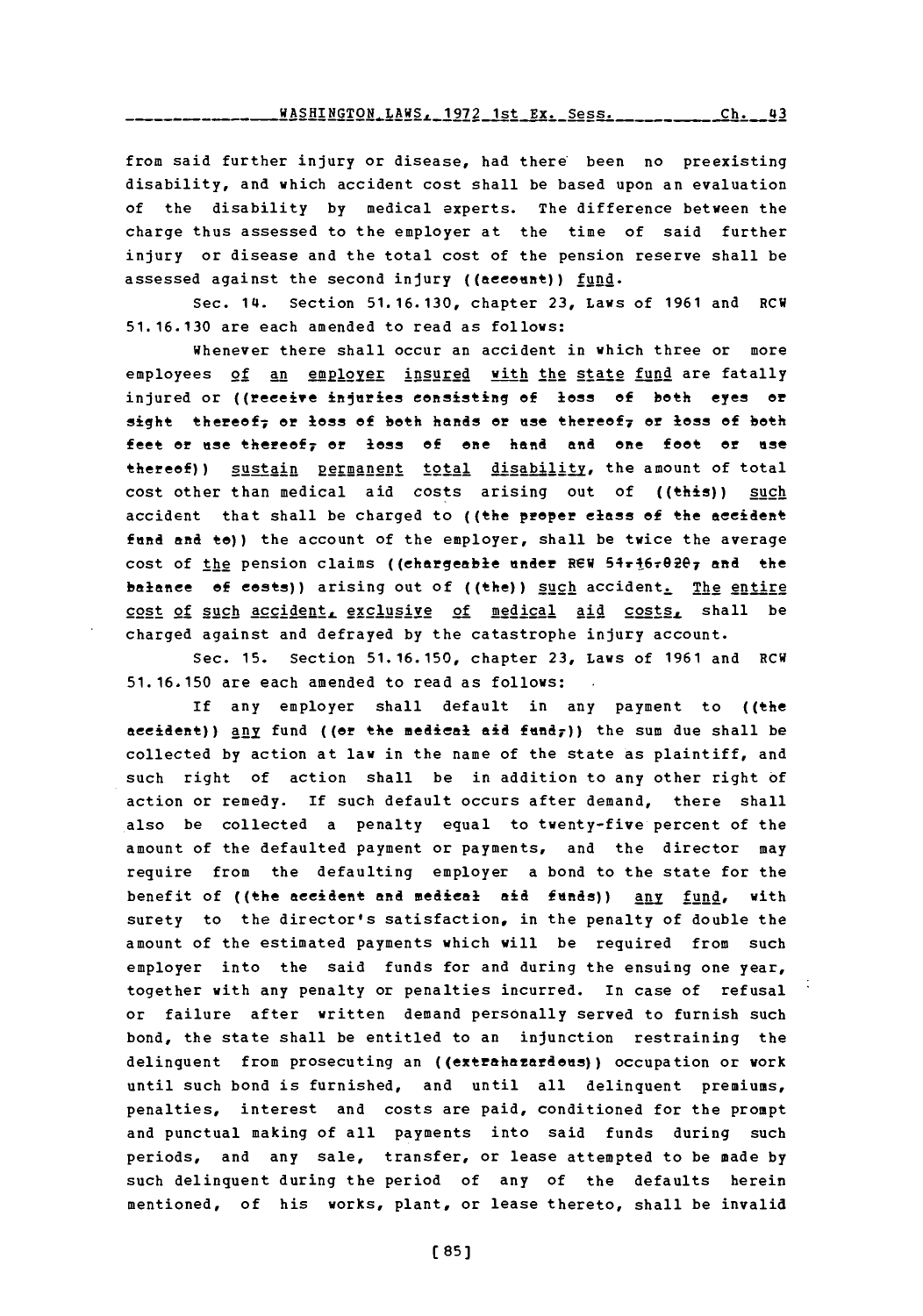from said further injury or disease, had there been no preexisting disability, and which accident cost shall be based upon an evaluation of the disability by medical experts. The difference between the charge thus assessed to the employer at the time of said further injury or disease and the total cost of the pension reserve shall be assessed against the second injury ((account)) fund.

Sec. 14. Section 51.16.130, chapter 23, Laws of 1961 and RCW 51.16.130 are each amended to read as follows:

Whenever there shall occur an accident in which three or more employees of an employer insured with the state fund are fatally injured or ((receive injuries consisting of loss of both eyes or sight thereof, or loss of both hands or use thereof, or loss of both feet or use thereof, or loss of one hand and one foot or use thereof)) sustain permanent total disability, the amount of total cost other than medical aid costs arising out of ((this)) such accident that shall be charged to ((the proper class of the accident fund and to)) the account of the employer, shall be twice the average cost of the pension claims ((chargeable under RCW 51.16.020, and the balance of costs)) arising out of ((the)) such accident. The entire cost of such accident, exclusive of medical aid costs, shall be charged against and defrayed by the catastrophe injury account.

Sec. 15. Section 51.16.150, chapter 23, Laws of 1961 and RCW 51.16.150 are each amended to read as follows:

If any employer shall default in any payment to ((the accident)) any fund ((or the medical aid fund,)) the sum due shall be collected by action at law in the name of the state as plaintiff, and such right of action shall be in addition to any other right of action or remedy. If such default occurs after demand, there shall also be collected a penalty equal to twenty-five percent of the amount of the defaulted payment or payments, and the director may require from the defaulting employer a bond to the state for the benefit of ((the accident and medical aid funds)) any fund, with surety to the director's satisfaction, in the penalty of double the amount of the estimated payments which will be required from such employer into the said funds for and during the ensuing one year, together with any penalty or penalties incurred. In case of refusal or failure after written demand personally served to furnish such bond, the state shall be entitled to an injunction restraining the delinquent from prosecuting an ((extrahazardous)) occupation or work until such bond is furnished, and until all delinquent premiums, penalties, interest and costs are paid, conditioned for the prompt and punctual making of all payments into said funds during such periods, and any sale, transfer, or lease attempted to be made by such delinquent during the period of any of the defaults herein mentioned, of his works, plant, or lease thereto, shall be invalid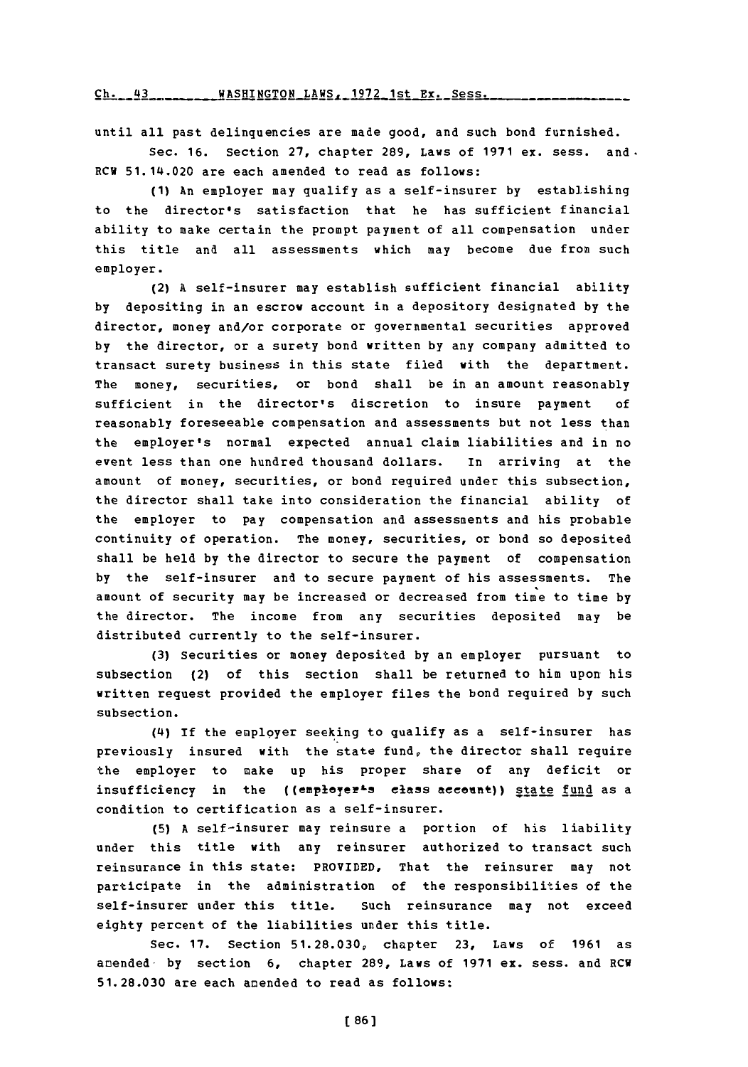until all past delinquencies are made good, and such bond furnished.

Sec. 16. Section 27, chapter 289, Laws of 1971 ex. sess. and RCW 51.14.020 are each amended to read as follows:

(1) An employer may qualify as a self-insurer by establishing to the director's satisfaction that he has sufficient financial ability to make certain the prompt payment of all compensation under this title and all assessments which may become due from such employer.

(2) A self-insurer may establish sufficient financial ability by depositing in an escrow account in a depository designated by the director, money and/or corporate or governmental securities approved by the director, or a surety bond written by any company admitted to transact surety business in this state filed with the department. The money, securities, or bond shall be in an amount reasonably sufficient in the director's discretion to insure payment of reasonably foreseeable compensation and assessments but not less than the employer's normal expected annual claim liabilities and in no event less than one hundred thousand dollars. In arriving at the amount of money, securities, or bond required under this subsection, the director shall take into consideration the financial ability of the employer to pay compensation and assessments and his probable continuity of operation. The money, securities, or bond so deposited shall be held by the director to secure the payment of compensation by the self-insurer and to secure payment of his assessments. The amount of security may be increased or decreased from time to time by the director. The income from any securities deposited may be distributed currently to the self-insurer.

(3) Securities or money deposited by an employer pursuant to subsection (2) of this section shall be returned to him upon his written request provided the employer files the bond required by such subsection.

(4) If the employer seeking to qualify as a self-insurer has previously insured with the state fund, the director shall require the employer to make up his proper share of any deficit or insufficiency in the ((employer's class account)) state fund as a condition to certification as a self-insurer.

(5) A self-insurer may reinsure a portion of his liability under this title with any reinsurer authorized to transact such reinsurance in this state: PROVIDED, That the reinsurer may not participate in the administration of the responsibilities of the self-insurer under this title. Such reinsurance may not exceed eighty percent of the liabilities under this title.

Sec. 17. Section 51.28.030, chapter 23, Laws of 1961 as amended by section 6, chapter 289, Laws of 1971 ex. sess. and RCW 51.28.030 are each amended to read as follows: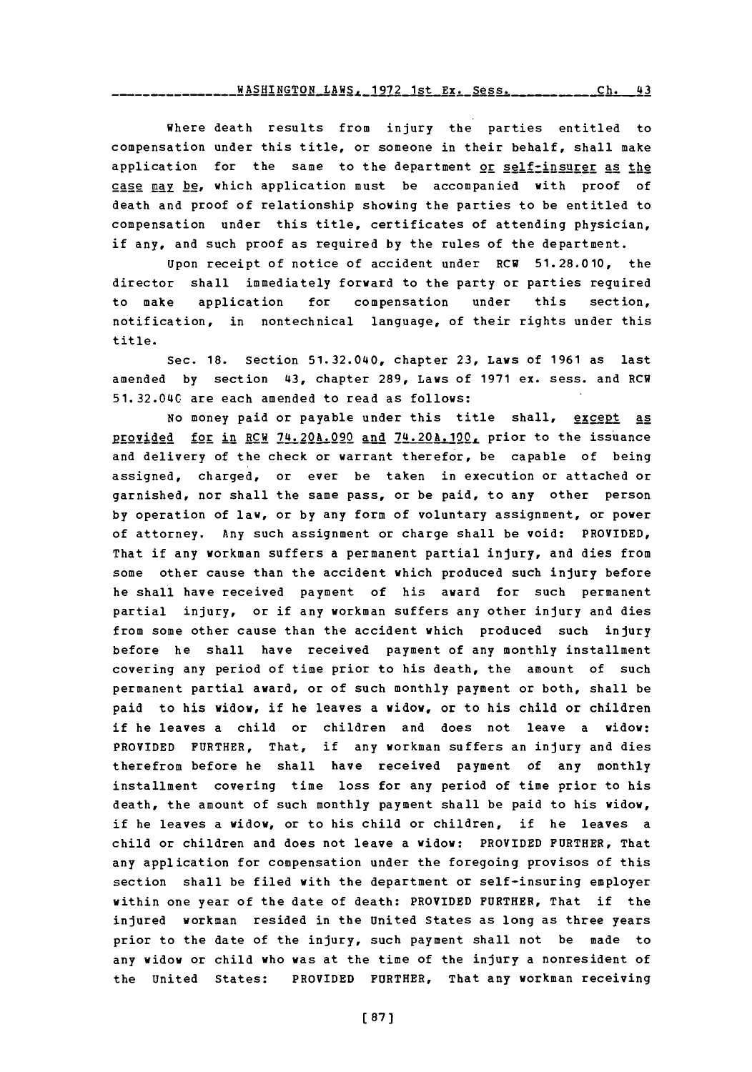Where death results from injury the parties entitled to compensation under this title, or someone in their behalf, shall make application for the same to the department or self-insurer as the case may be, which application must be accompanied with proof of death and proof of relationship showing the parties to be entitled to compensation under this title, certificates of attending physician, if any, and such proof as required by the rules of the department.

Upon receipt of notice of accident under RCW 51.28.010, the director shall immediately forward to the party or parties required to make application for compensation under this section, notification, in nontechnical language, of their rights under this title.

Sec. 18. Section 51.32.040, chapter 23, Laws of 1961 as last amended by section 43, chapter 289, Laws of 1971 ex. sess. and RCW 51.32.040 are each amended to read as follows:

No money paid or payable under this title shall, except as provided for in RCW 74.20A.090 and 74.20A.100, prior to the issuance and delivery of the check or warrant therefor, be capable of being assigned, charged, or ever be taken in execution or attached or garnished, nor shall the same pass, or be paid, to any other person by operation of law, or by any form of voluntary assignment, or power of attorney. Any such assignment or charge shall be void: PROVIDED, That if any workman suffers a permanent partial injury, and dies from some other cause than the accident which produced such injury before he shall have received payment of his award for such permanent partial injury, or if any workman suffers any other injury and dies from some other cause than the accident which produced such injury before he shall have received payment of any monthly installment covering any period of time prior to his death, the amount of such permanent partial award, or of such monthly payment or both, shall be paid to his widow, if he leaves a widow, or to his child or children if he leaves a child or children and does not leave a widow: PROVIDED FURTHER, That, if any workman suffers an injury and dies therefrom before he shall have received payment of any monthly installment covering time loss for any period of time prior to his death, the amount of such monthly payment shall be paid to his widow, if he leaves a widow, or to his child or children, if he leaves a child or children and does not leave a widow: PROVIDED FURTHER, That any application for compensation under the foregoing provisos of this section shall be filed with the department or self-insuring employer within one year of the date of death: PROVIDED FURTHER, That if the injured workman resided in the United States as long as three years prior to the date of the injury, such payment shall not be made to any widow or child who was at the time of the injury a nonresident of the United States: PROVIDED FURTHER, That any workman receiving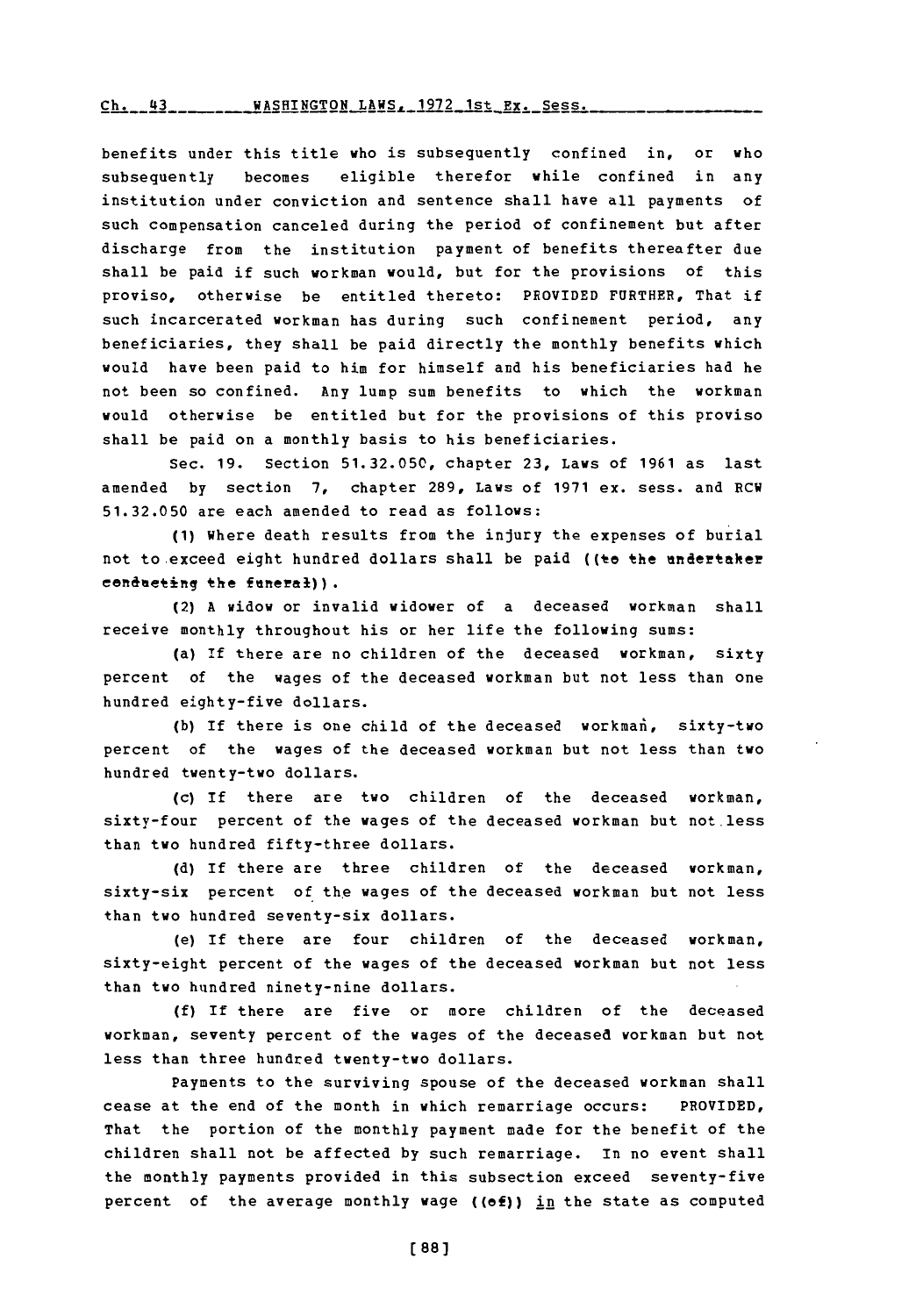benefits under this title who is subsequently confined in, or who subsequently becomes eligible therefor while confined in any institution under conviction and sentence shall have all payments of such compensation canceled during the period of confinement but after discharge from the institution payment of benefits thereafter due shall be paid if such workman would, but for the provisions of this proviso, otherwise be entitled thereto: PROVIDED FURTHER, That if such incarcerated workman has during such confinement period, any beneficiaries, they shall be paid directly the monthly benefits which would have been paid to him for himself and his beneficiaries had he not been so confined. Any lump sum benefits to which the workman would otherwise be entitled but for the provisions of this proviso shall be paid on a monthly basis to his beneficiaries.

Sec. 19. Section 51.32.050, chapter 23, Laws of 1961 as last amended by section 7, chapter 289, Laws of 1971 ex. sess. and RCW 51.32.050 are each amended to read as follows:

(1) Where death results from the injury the expenses of burial not to exceed eight hundred dollars shall be paid ((to the undertaker conducting the funeral)).

(2) A widow or invalid widower of a deceased workman shall receive monthly throughout his or her life the following sums:

(a) If there are no children of the deceased workman, sixty percent of the wages of the deceased workman but not less than one hundred eighty-five dollars.

(b) If there is one child of the deceased workman, sixty-two percent of the wages of the deceased workman but not less than two hundred twenty-two dollars.

(c) If there are two children of the deceased workman, sixty-four percent of the wages of the deceased workman but not less than two hundred fifty-three dollars.

(d) If there are three children of the deceased workman, sixty-six percent of the wages of the deceased workman but not less than two hundred seventy-six dollars.

(e) If there are four children of the deceased workman, sixty-eight percent of the wages of the deceased workman but not less than two hundred ninety-nine dollars.

(f) If there are five or more children of the deceased workman, seventy percent of the wages of the deceased workman but not less than three hundred twenty-two dollars.

Payments to the surviving spouse of the deceased workman shall cease at the end of the month in which remarriage occurs: PROVIDED, That the portion of the monthly payment made for the benefit of the children shall not be affected by such remarriage. In no event shall the monthly payments provided in this subsection exceed seventy-five percent of the average monthly wage ((of)) in the state as computed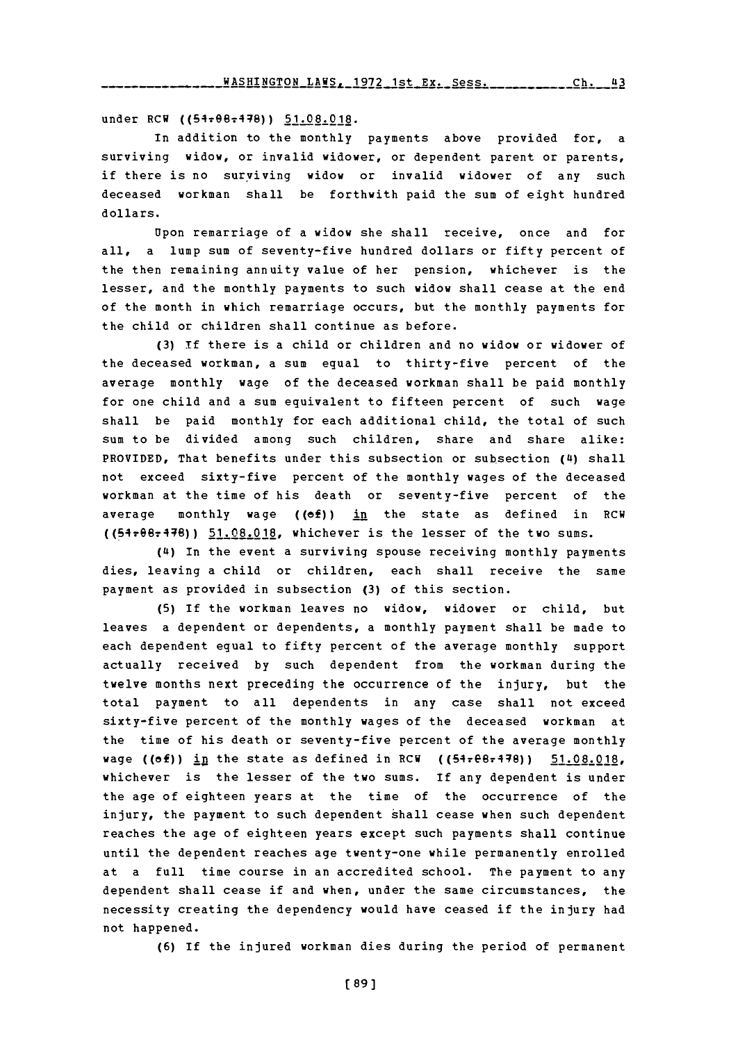under RCW ((51.08.178)) 51.08.018.

In addition to the monthly payments above provided for, a surviving widow, or invalid widower, or dependent parent or parents, if there is no surviving widow or invalid widower of any such deceased workman shall be forthwith paid the sum of eight hundred dollars.

Upon remarriage of a widow she shall receive, once and for all, a lump sum of seventy-five hundred dollars or fifty percent of the then remaining annuity value of her pension, whichever is the lesser, and the monthly payments to such widow shall cease at the end of the month in which remarriage occurs, but the monthly payments for the child or children shall continue as before.

(3) If there is a child or children and no widow or widower of the deceased workman, a sum equal to thirty-five percent of the average monthly wage of the deceased workman shall be paid monthly for one child and a sum equivalent to fifteen percent of such wage shall be paid monthly for each additional child, the total of such sum to be divided among such children, share and share alike: PROVIDED, That benefits under this subsection or subsection (4) shall not exceed sixty-five percent of the monthly wages of the deceased workman at the time of his death or seventy-five percent of the average monthly wage ((of)) in the state as defined in RCW ((51.08.178)) 51.08.018, whichever is the lesser of the two sums.

(4) In the event a surviving spouse receiving monthly payments dies, leaving a child or children, each shall receive the same payment as provided in subsection (3) of this section.

(5) If the workman leaves no widow, widower or child, but leaves a dependent or dependents, a monthly payment shall be made to each dependent equal to fifty percent of the average monthly support actually received by such dependent from the workman during the twelve months next preceding the occurrence of the injury, but the total payment to all dependents in any case shall not exceed sixty-five percent of the monthly wages of the deceased workman at the time of his death or seventy-five percent of the average monthly wage ((of)) in the state as defined in RCW ((51.08.178)) 51.08.018, whichever is the lesser of the two sums. If any dependent is under the age of eighteen years at the time of the occurrence of the injury, the payment to such dependent shall cease when such dependent reaches the age of eighteen years except such payments shall continue until the dependent reaches age twenty-one while permanently enrolled at a full time course in an accredited school. The payment to any dependent shall cease if and when, under the same circumstances, the necessity creating the dependency would have ceased if the injury had not happened.

(6) If the injured workman dies during the period of permanent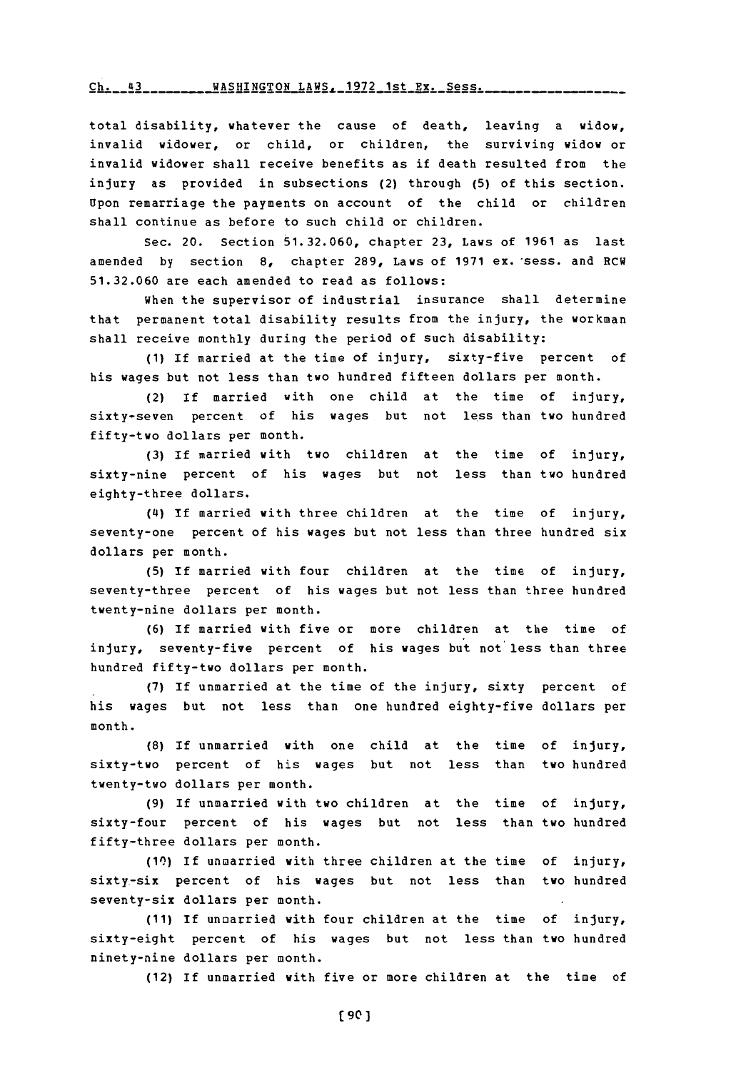total disability, whatever the cause of death, leaving a widow, invalid widower, or child, or children, the surviving widow or invalid widower shall receive benefits as if death resulted from the injury as provided in subsections (2) through (5) of this section. Upon remarriage the payments on account of the child or children shall continue as before to such child or children.

Sec. 20. Section 51.32.060, chapter 23, Laws of 1961 as last amended by section 8, chapter 289, Laws of 1971 ex. sess. and RCW 51.32.060 are each amended to read as follows:

When the supervisor of industrial insurance shall determine that permanent total disability results from the injury, the workman shall receive monthly during the period of such disability:

(1) If married at the time of injury, sixty-five percent of his wages but not less than two hundred fifteen dollars per month.

(2) If married with one child at the time of injury, sixty-seven percent of his wages but not less than two hundred fifty-two dollars per month.

(3) If married with two children at the time of injury, sixty-nine percent of his wages but not less than two hundred eighty-three dollars.

(4) If married with three children at the time of injury, seventy-one percent of his wages but not less than three hundred six dollars per month.

(5) If married with four children at the time of injury, seventy-three percent of his wages but not less than three hundred twenty-nine dollars per month.

(6) If married with five or more children at the time of injury, seventy-five percent of his wages but not less than three hundred fifty-two dollars per month.

(7) If unmarried at the time of the injury, sixty percent of his wages but not less than one hundred eighty-five dollars per month.

(8) If unmarried with one child at the time of injury, sixty-two percent of his wages but not less than two hundred twenty-two dollars per month.

(9) If unmarried with two children at the time of injury, sixty-four percent of his wages but not less than two hundred fifty-three dollars per month.

(10) If unmarried with three children at the time of injury, sixty-six percent of his wages but not less than two hundred seventy-six dollars per month.

(11) If unmarried with four children at the time of injury, sixty-eight percent of his wages but not less than two hundred ninety-nine dollars per month.

(12) If unmarried with five or more children at the time of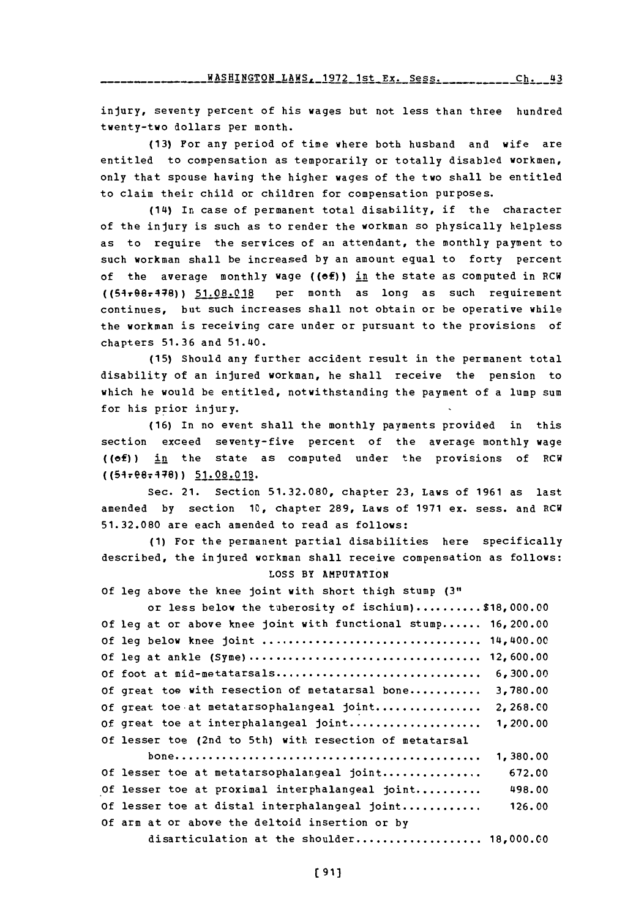injury, seventy percent of his wages but not less than three hundred twenty-two dollars per month.

(13) For any period of time where both husband and wife are entitled to compensation as temporarily or totally disabled workmen, only that spouse having the higher wages of the two shall be entitled to claim their child or children for compensation purposes.

(14) In case of permanent total disability, if the character of the injury is such as to render the workman so physically helpless as to require the services of an attendant, the monthly payment to such workman shall be increased by an amount equal to forty percent of the average monthly wage ((of)) in the state as computed in RCW ((51.08.178)) 51.08.018 per month as long as such requirement continues, but such increases shall not obtain or be operative while the workman is receiving care under or pursuant to the provisions of chapters 51.36 and 51.40.

(15) Should any further accident result in the permanent total disability of an injured workman, he shall receive the pension to which he would be entitled, notwithstanding the payment of a lump sum for his prior injury.

(16) In no event shall the monthly payments provided in this section exceed seventy-five percent of the average monthly wage ((of)) in the state as computed under the provisions of RCW ((51.08.178)) 51.08.018.

Sec. 21. Section 51.32.080, chapter 23, Laws of 1961 as last amended by section 10, chapter 289, Laws of 1971 ex. sess. and RCW 51.32.080 are each amended to read as follows:

(1) For the permanent partial disabilities here specifically described, the injured workman shall receive compensation as follows:

LOSS BY AMPUTATION

| | |
|---|---|
| Of leg above the knee joint with short thigh stump (3" or less below the tuberosity of ischium) | $18,000.00 |
| Of leg at or above knee joint with functional stump | 16,200.00 |
| Of leg below knee joint | 14,400.00 |
| Of leg at ankle (Syme) | 12,600.00 |
| Of foot at mid-metatarsals | 6,300.00 |
| Of great toe with resection of metatarsal bone | 3,780.00 |
| Of great toe at metatarsophalangeal joint | 2,268.00 |
| Of great toe at interphalangeal joint | 1,200.00 |
| Of lesser toe (2nd to 5th) with resection of metatarsal bone | 1,380.00 |
| Of lesser toe at metatarsophalangeal joint | 672.00 |
| Of lesser toe at proximal interphalangeal joint | 498.00 |
| Of lesser toe at distal interphalangeal joint | 126.00 |
| Of arm at or above the deltoid insertion or by disarticulation at the shoulder | 18,000.00 |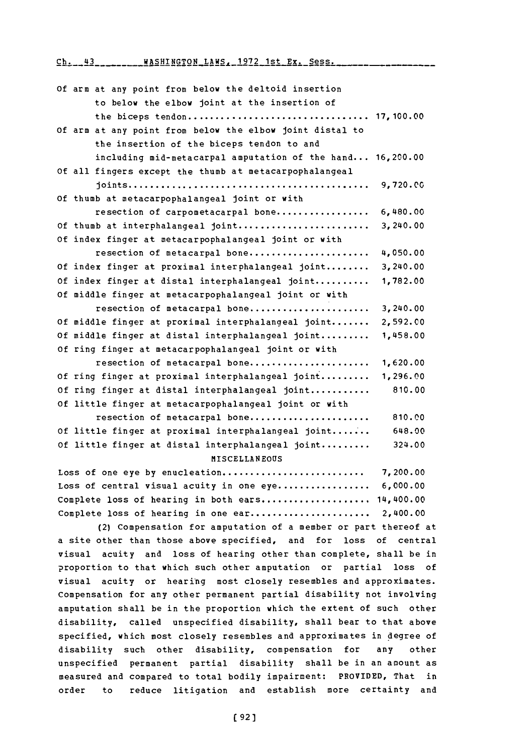| | |
|---|---|
| Of arm at any point from below the deltoid insertion to below the elbow joint at the insertion of the biceps tendon | 17,100.00 |
| Of arm at any point from below the elbow joint distal to the insertion of the biceps tendon to and including mid-metacarpal amputation of the hand | 16,200.00 |
| Of all fingers except the thumb at metacarpophalangeal joints | 9,720.00 |
| Of thumb at metacarpophalangeal joint or with resection of carpometacarpal bone | 6,480.00 |
| Of thumb at interphalangeal joint | 3,240.00 |
| Of index finger at metacarpophalangeal joint or with resection of metacarpal bone | 4,050.00 |
| Of index finger at proximal interphalangeal joint | 3,240.00 |
| Of index finger at distal interphalangeal joint | 1,782.00 |
| Of middle finger at metacarpophalangeal joint or with resection of metacarpal bone | 3,240.00 |
| Of middle finger at proximal interphalangeal joint | 2,592.00 |
| Of middle finger at distal interphalangeal joint | 1,458.00 |
| Of ring finger at metacarpophalangeal joint or with resection of metacarpal bone | 1,620.00 |
| Of ring finger at proximal interphalangeal joint | 1,296.00 |
| Of ring finger at distal interphalangeal joint | 810.00 |
| Of little finger at metacarpophalangeal joint or with resection of metacarpal bone | 810.00 |
| Of little finger at proximal interphalangeal joint | 648.00 |
| Of little finger at distal interphalangeal joint | 324.00 |

MISCELLANEOUS

| | |
|---|---|
| Loss of one eye by enucleation | 7,200.00 |
| Loss of central visual acuity in one eye | 6,000.00 |
| Complete loss of hearing in both ears | 14,400.00 |
| Complete loss of hearing in one ear | 2,400.00 |

(2) Compensation for amputation of a member or part thereof at a site other than those above specified, and for loss of central visual acuity and loss of hearing other than complete, shall be in proportion to that which such other amputation or partial loss of visual acuity or hearing most closely resembles and approximates. Compensation for any other permanent partial disability not involving amputation shall be in the proportion which the extent of such other disability, called unspecified disability, shall bear to that above specified, which most closely resembles and approximates in degree of disability such other disability, compensation for any other unspecified permanent partial disability shall be in an amount as measured and compared to total bodily impairment: PROVIDED, That in order to reduce litigation and establish more certainty and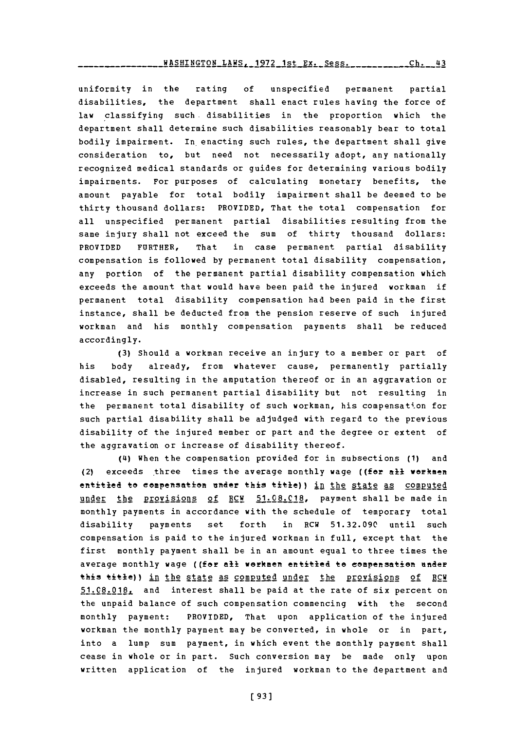uniformity in the rating of unspecified permanent partial disabilities, the department shall enact rules having the force of law classifying such disabilities in the proportion which the department shall determine such disabilities reasonably bear to total bodily impairment. In enacting such rules, the department shall give consideration to, but need not necessarily adopt, any nationally recognized medical standards or guides for determining various bodily impairments. For purposes of calculating monetary benefits, the amount payable for total bodily impairment shall be deemed to be thirty thousand dollars: PROVIDED, That the total compensation for all unspecified permanent partial disabilities resulting from the same injury shall not exceed the sum of thirty thousand dollars: PROVIDED FURTHER, That in case permanent partial disability compensation is followed by permanent total disability compensation, any portion of the permanent partial disability compensation which exceeds the amount that would have been paid the injured workman if permanent total disability compensation had been paid in the first instance, shall be deducted from the pension reserve of such injured workman and his monthly compensation payments shall be reduced accordingly.

(3) Should a workman receive an injury to a member or part of his body already, from whatever cause, permanently partially disabled, resulting in the amputation thereof or in an aggravation or increase in such permanent partial disability but not resulting in the permanent total disability of such workman, his compensation for such partial disability shall be adjudged with regard to the previous disability of the injured member or part and the degree or extent of the aggravation or increase of disability thereof.

(4) When the compensation provided for in subsections (1) and (2) exceeds three times the average monthly wage ((for all workmen entitled to compensation under this title)) in the state as computed under the provisions of RCW 51.08.018, payment shall be made in monthly payments in accordance with the schedule of temporary total disability payments set forth in RCW 51.32.090 until such compensation is paid to the injured workman in full, except that the first monthly payment shall be in an amount equal to three times the average monthly wage ((for all workmen entitled to compensation under this title)) in the state as computed under the provisions of RCW 51.08.018, and interest shall be paid at the rate of six percent on the unpaid balance of such compensation commencing with the second monthly payment: PROVIDED, That upon application of the injured workman the monthly payment may be converted, in whole or in part, into a lump sum payment, in which event the monthly payment shall cease in whole or in part. Such conversion may be made only upon written application of the injured workman to the department and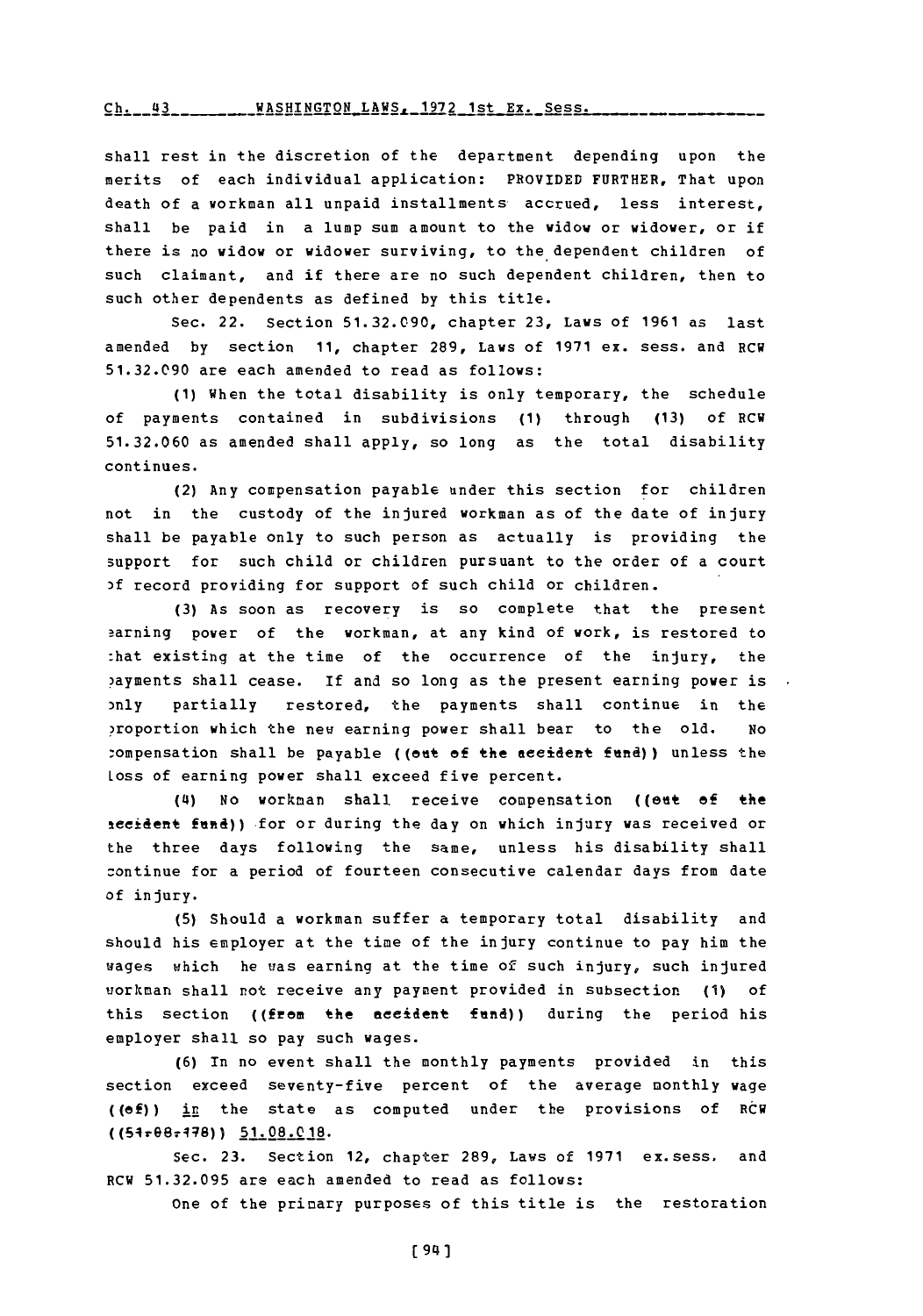shall rest in the discretion of the department depending upon the merits of each individual application: PROVIDED FURTHER, That upon death of a workman all unpaid installments accrued, less interest, shall be paid in a lump sum amount to the widow or widower, or if there is no widow or widower surviving, to the dependent children of such claimant, and if there are no such dependent children, then to such other dependents as defined by this title.

Sec. 22. Section 51.32.090, chapter 23, Laws of 1961 as last amended by section 11, chapter 289, Laws of 1971 ex. sess. and RCW 51.32.090 are each amended to read as follows:

(1) When the total disability is only temporary, the schedule of payments contained in subdivisions (1) through (13) of RCW 51.32.060 as amended shall apply, so long as the total disability continues.

(2) Any compensation payable under this section for children not in the custody of the injured workman as of the date of injury shall be payable only to such person as actually is providing the support for such child or children pursuant to the order of a court of record providing for support of such child or children.

(3) As soon as recovery is so complete that the present earning power of the workman, at any kind of work, is restored to that existing at the time of the occurrence of the injury, the payments shall cease. If and so long as the present earning power is only partially restored, the payments shall continue in the proportion which the new earning power shall bear to the old. No compensation shall be payable ((out of the accident fund)) unless the loss of earning power shall exceed five percent.

(4) No workman shall receive compensation ((out of the accident fund)) for or during the day on which injury was received or the three days following the same, unless his disability shall continue for a period of fourteen consecutive calendar days from date of injury.

(5) Should a workman suffer a temporary total disability and should his employer at the time of the injury continue to pay him the wages which he was earning at the time of such injury, such injured workman shall not receive any payment provided in subsection (1) of this section ((from the accident fund)) during the period his employer shall so pay such wages.

(6) In no event shall the monthly payments provided in this section exceed seventy-five percent of the average monthly wage ((of)) in the state as computed under the provisions of RCW ((51.08.178)) 51.08.018.

Sec. 23. Section 12, chapter 289, Laws of 1971 ex.sess. and RCW 51.32.095 are each amended to read as follows:

One of the primary purposes of this title is the restoration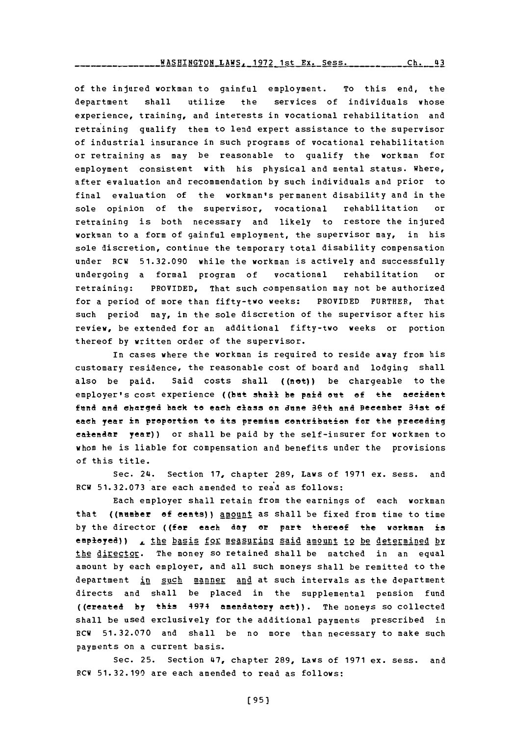of the injured workman to gainful employment. To this end, the department shall utilize the services of individuals whose experience, training, and interests in vocational rehabilitation and retraining qualify them to lend expert assistance to the supervisor of industrial insurance in such programs of vocational rehabilitation or retraining as may be reasonable to qualify the workman for employment consistent with his physical and mental status. Where, after evaluation and recommendation by such individuals and prior to final evaluation of the workman's permanent disability and in the sole opinion of the supervisor, vocational rehabilitation or retraining is both necessary and likely to restore the injured workman to a form of gainful employment, the supervisor may, in his sole discretion, continue the temporary total disability compensation under RCW 51.32.090 while the workman is actively and successfully undergoing a formal program of vocational rehabilitation or retraining: PROVIDED, That such compensation may not be authorized for a period of more than fifty-two weeks: PROVIDED FURTHER, That such period may, in the sole discretion of the supervisor after his review, be extended for an additional fifty-two weeks or portion thereof by written order of the supervisor.

In cases where the workman is required to reside away from his customary residence, the reasonable cost of board and lodging shall also be paid. Said costs shall ((not)) be chargeable to the employer's cost experience ((but shall be paid out of the accident fund and charged back to each class on June 30th and December 31st of each year in proportion to its premium contribution for the preceding calendar year)) or shall be paid by the self-insurer for workmen to whom he is liable for compensation and benefits under the provisions of this title.

Sec. 24. Section 17, chapter 289, Laws of 1971 ex. sess. and RCW 51.32.073 are each amended to read as follows:

Each employer shall retain from the earnings of each workman that ((number of cents)) amount as shall be fixed from time to time by the director ((for each day or part thereof the workman is employed)), the basis for measuring said amount to be determined by the director. The money so retained shall be matched in an equal amount by each employer, and all such moneys shall be remitted to the department in such manner and at such intervals as the department directs and shall be placed in the supplemental pension fund ((created by this 1971 amendatory act)). The moneys so collected shall be used exclusively for the additional payments prescribed in RCW 51.32.070 and shall be no more than necessary to make such payments on a current basis.

Sec. 25. Section 47, chapter 289, Laws of 1971 ex. sess. and RCW 51.32.190 are each amended to read as follows: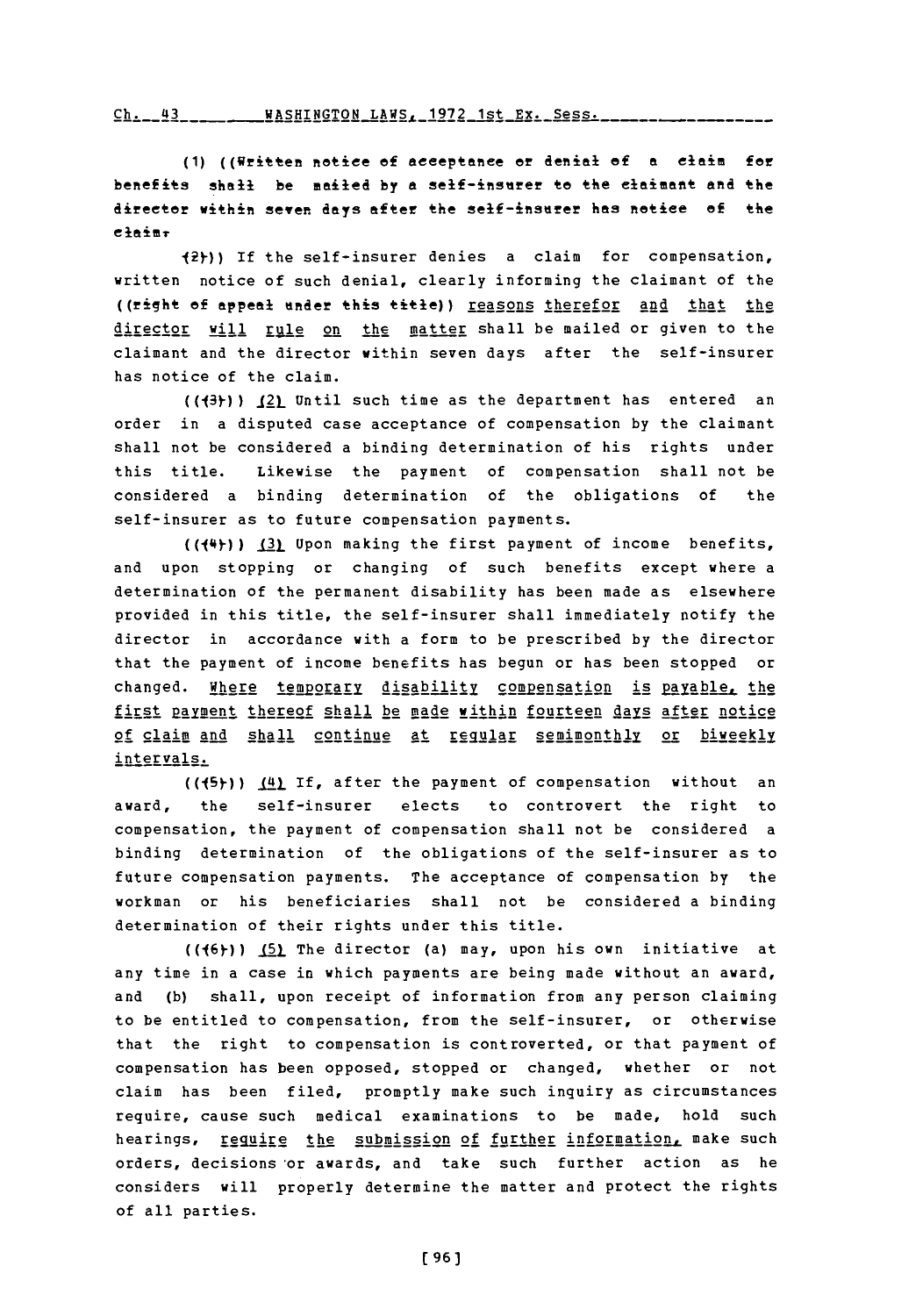(1) ((Written notice of acceptance or denial of a claim for benefits shall be mailed by a self-insurer to the claimant and the director within seven days after the self-insurer has notice of the claim.

(2))) If the self-insurer denies a claim for compensation, written notice of such denial, clearly informing the claimant of the ((right of appeal under this title)) reasons therefor and that the director will rule on the matter shall be mailed or given to the claimant and the director within seven days after the self-insurer has notice of the claim.

((3))) (2) Until such time as the department has entered an order in a disputed case acceptance of compensation by the claimant shall not be considered a binding determination of his rights under this title. Likewise the payment of compensation shall not be considered a binding determination of the obligations of the self-insurer as to future compensation payments.

((4))) (3) Upon making the first payment of income benefits, and upon stopping or changing of such benefits except where a determination of the permanent disability has been made as elsewhere provided in this title, the self-insurer shall immediately notify the director in accordance with a form to be prescribed by the director that the payment of income benefits has begun or has been stopped or changed. Where temporary disability compensation is payable, the first payment thereof shall be made within fourteen days after notice of claim and shall continue at regular semimonthly or biweekly intervals.

((5))) (4) If, after the payment of compensation without an award, the self-insurer elects to controvert the right to compensation, the payment of compensation shall not be considered a binding determination of the obligations of the self-insurer as to future compensation payments. The acceptance of compensation by the workman or his beneficiaries shall not be considered a binding determination of their rights under this title.

((6))) (5) The director (a) may, upon his own initiative at any time in a case in which payments are being made without an award, and (b) shall, upon receipt of information from any person claiming to be entitled to compensation, from the self-insurer, or otherwise that the right to compensation is controverted, or that payment of compensation has been opposed, stopped or changed, whether or not claim has been filed, promptly make such inquiry as circumstances require, cause such medical examinations to be made, hold such hearings, require the submission of further information, make such orders, decisions or awards, and take such further action as he considers will properly determine the matter and protect the rights of all parties.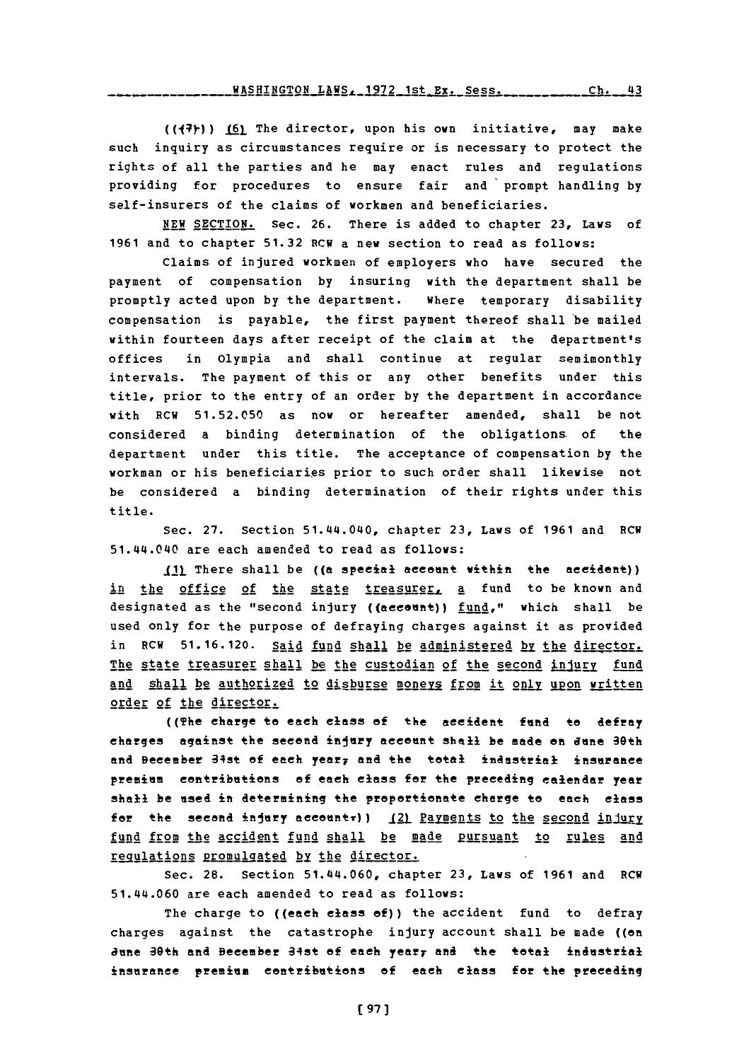((~~(7)~~)) (6) The director, upon his own initiative, may make such inquiry as circumstances require or is necessary to protect the rights of all the parties and he may enact rules and regulations providing for procedures to ensure fair and prompt handling by self-insurers of the claims of workmen and beneficiaries.

NEW SECTION. Sec. 26. There is added to chapter 23, Laws of 1961 and to chapter 51.32 RCW a new section to read as follows:

Claims of injured workmen of employers who have secured the payment of compensation by insuring with the department shall be promptly acted upon by the department. Where temporary disability compensation is payable, the first payment thereof shall be mailed within fourteen days after receipt of the claim at the department's offices in Olympia and shall continue at regular semimonthly intervals. The payment of this or any other benefits under this title, prior to the entry of an order by the department in accordance with RCW 51.52.050 as now or hereafter amended, shall be not considered a binding determination of the obligations of the department under this title. The acceptance of compensation by the workman or his beneficiaries prior to such order shall likewise not be considered a binding determination of their rights under this title.

Sec. 27. Section 51.44.040, chapter 23, Laws of 1961 and RCW 51.44.040 are each amended to read as follows:

(1) There shall be ((~~a special account within the accident~~)) in the office of the state treasurer, a fund to be known and designated as the "second injury ((~~account~~)) fund," which shall be used only for the purpose of defraying charges against it as provided in RCW 51.16.120. Said fund shall be administered by the director. The state treasurer shall be the custodian of the second injury fund and shall be authorized to disburse moneys from it only upon written order of the director.

((~~The charge to each class of the accident fund to defray charges against the second injury account shall be made on June 30th and December 31st of each year, and the total industrial insurance premium contributions of each class for the preceding calendar year shall be used in determining the proportionate charge to each class for the second injury account.~~)) (2) Payments to the second injury fund from the accident fund shall be made pursuant to rules and regulations promulgated by the director.

Sec. 28. Section 51.44.060, chapter 23, Laws of 1961 and RCW 51.44.060 are each amended to read as follows:

The charge to ((~~each class of~~)) the accident fund to defray charges against the catastrophe injury account shall be made ((~~on June 30th and December 31st of each year, and the total industrial insurance premium contributions of each class for the preceding~~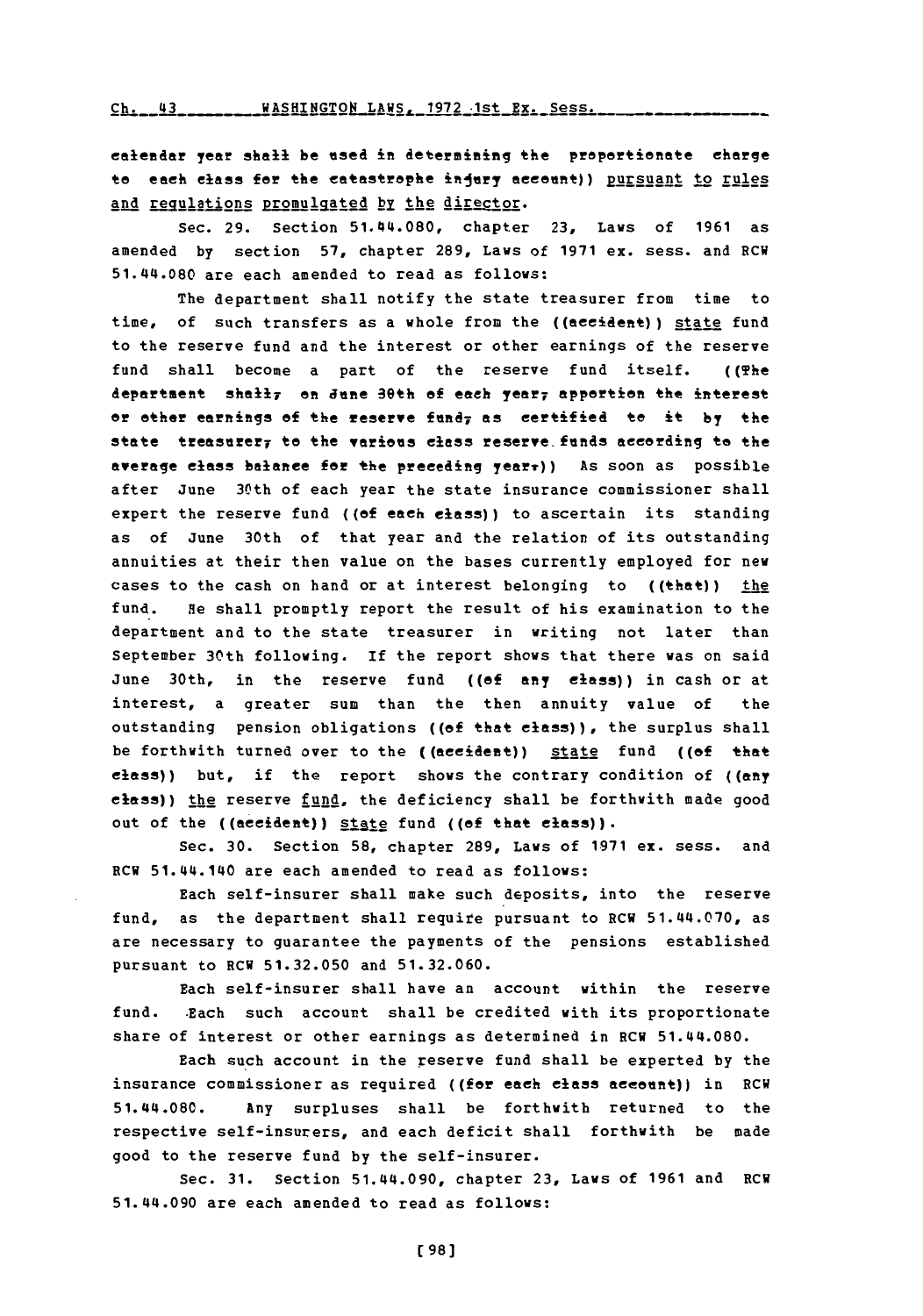calendar year shall be used in determining the proportionate charge to each class for the catastrophe injury account)) pursuant to rules and regulations promulgated by the director.

Sec. 29. Section 51.44.080, chapter 23, Laws of 1961 as amended by section 57, chapter 289, Laws of 1971 ex. sess. and RCW 51.44.080 are each amended to read as follows:

The department shall notify the state treasurer from time to time, of such transfers as a whole from the ((accident)) state fund to the reserve fund and the interest or other earnings of the reserve fund shall become a part of the reserve fund itself. ((The department shall, on June 30th of each year, apportion the interest or other earnings of the reserve fund, as certified to it by the state treasurer, to the various class reserve funds according to the average class balance for the preceding year.)) As soon as possible after June 30th of each year the state insurance commissioner shall expert the reserve fund ((of each class)) to ascertain its standing as of June 30th of that year and the relation of its outstanding annuities at their then value on the bases currently employed for new cases to the cash on hand or at interest belonging to ((that)) the fund. He shall promptly report the result of his examination to the department and to the state treasurer in writing not later than September 30th following. If the report shows that there was on said June 30th, in the reserve fund ((of any class)) in cash or at interest, a greater sum than the then annuity value of the outstanding pension obligations ((of that class)), the surplus shall be forthwith turned over to the ((accident)) state fund ((of that class)) but, if the report shows the contrary condition of ((any class)) the reserve fund, the deficiency shall be forthwith made good out of the ((accident)) state fund ((of that class)).

Sec. 30. Section 58, chapter 289, Laws of 1971 ex. sess. and RCW 51.44.140 are each amended to read as follows:

Each self-insurer shall make such deposits, into the reserve fund, as the department shall require pursuant to RCW 51.44.070, as are necessary to guarantee the payments of the pensions established pursuant to RCW 51.32.050 and 51.32.060.

Each self-insurer shall have an account within the reserve fund. Each such account shall be credited with its proportionate share of interest or other earnings as determined in RCW 51.44.080.

Each such account in the reserve fund shall be experted by the insurance commissioner as required ((for each class account)) in RCW 51.44.080. Any surpluses shall be forthwith returned to the respective self-insurers, and each deficit shall forthwith be made good to the reserve fund by the self-insurer.

Sec. 31. Section 51.44.090, chapter 23, Laws of 1961 and RCW 51.44.090 are each amended to read as follows: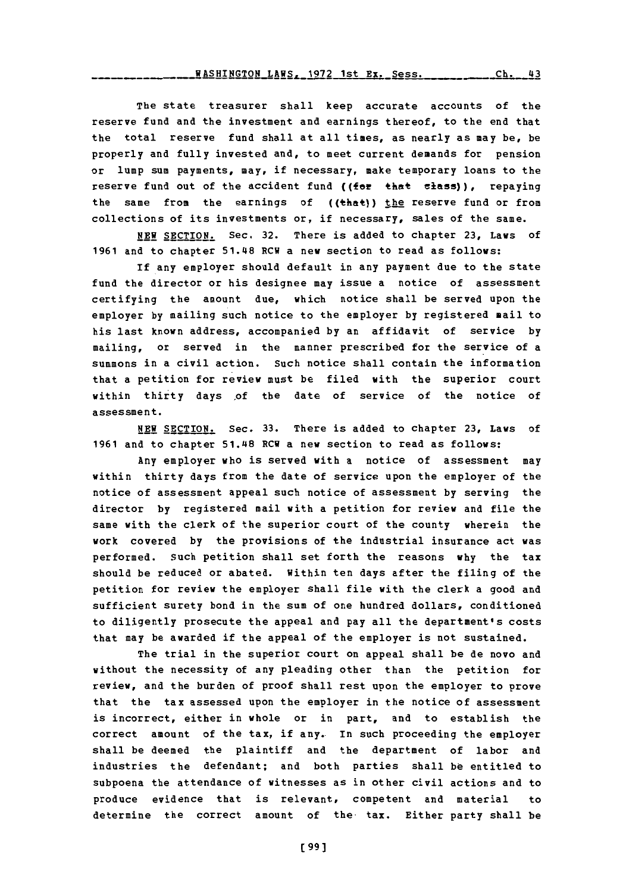The state treasurer shall keep accurate accounts of the reserve fund and the investment and earnings thereof, to the end that the total reserve fund shall at all times, as nearly as may be, be properly and fully invested and, to meet current demands for pension or lump sum payments, may, if necessary, make temporary loans to the reserve fund out of the accident fund ((for that class)), repaying the same from the earnings of ((that)) the reserve fund or from collections of its investments or, if necessary, sales of the same.

NEW SECTION. Sec. 32. There is added to chapter 23, Laws of 1961 and to chapter 51.48 RCW a new section to read as follows:

If any employer should default in any payment due to the state fund the director or his designee may issue a notice of assessment certifying the amount due, which notice shall be served upon the employer by mailing such notice to the employer by registered mail to his last known address, accompanied by an affidavit of service by mailing, or served in the manner prescribed for the service of a summons in a civil action. Such notice shall contain the information that a petition for review must be filed with the superior court within thirty days of the date of service of the notice of assessment.

NEW SECTION. Sec. 33. There is added to chapter 23, Laws of 1961 and to chapter 51.48 RCW a new section to read as follows:

Any employer who is served with a notice of assessment may within thirty days from the date of service upon the employer of the notice of assessment appeal such notice of assessment by serving the director by registered mail with a petition for review and file the same with the clerk of the superior court of the county wherein the work covered by the provisions of the industrial insurance act was performed. Such petition shall set forth the reasons why the tax should be reduced or abated. Within ten days after the filing of the petition for review the employer shall file with the clerk a good and sufficient surety bond in the sum of one hundred dollars, conditioned to diligently prosecute the appeal and pay all the department's costs that may be awarded if the appeal of the employer is not sustained.

The trial in the superior court on appeal shall be de novo and without the necessity of any pleading other than the petition for review, and the burden of proof shall rest upon the employer to prove that the tax assessed upon the employer in the notice of assessment is incorrect, either in whole or in part, and to establish the correct amount of the tax, if any. In such proceeding the employer shall be deemed the plaintiff and the department of labor and industries the defendant; and both parties shall be entitled to subpoena the attendance of witnesses as in other civil actions and to produce evidence that is relevant, competent and material to determine the correct amount of the tax. Either party shall be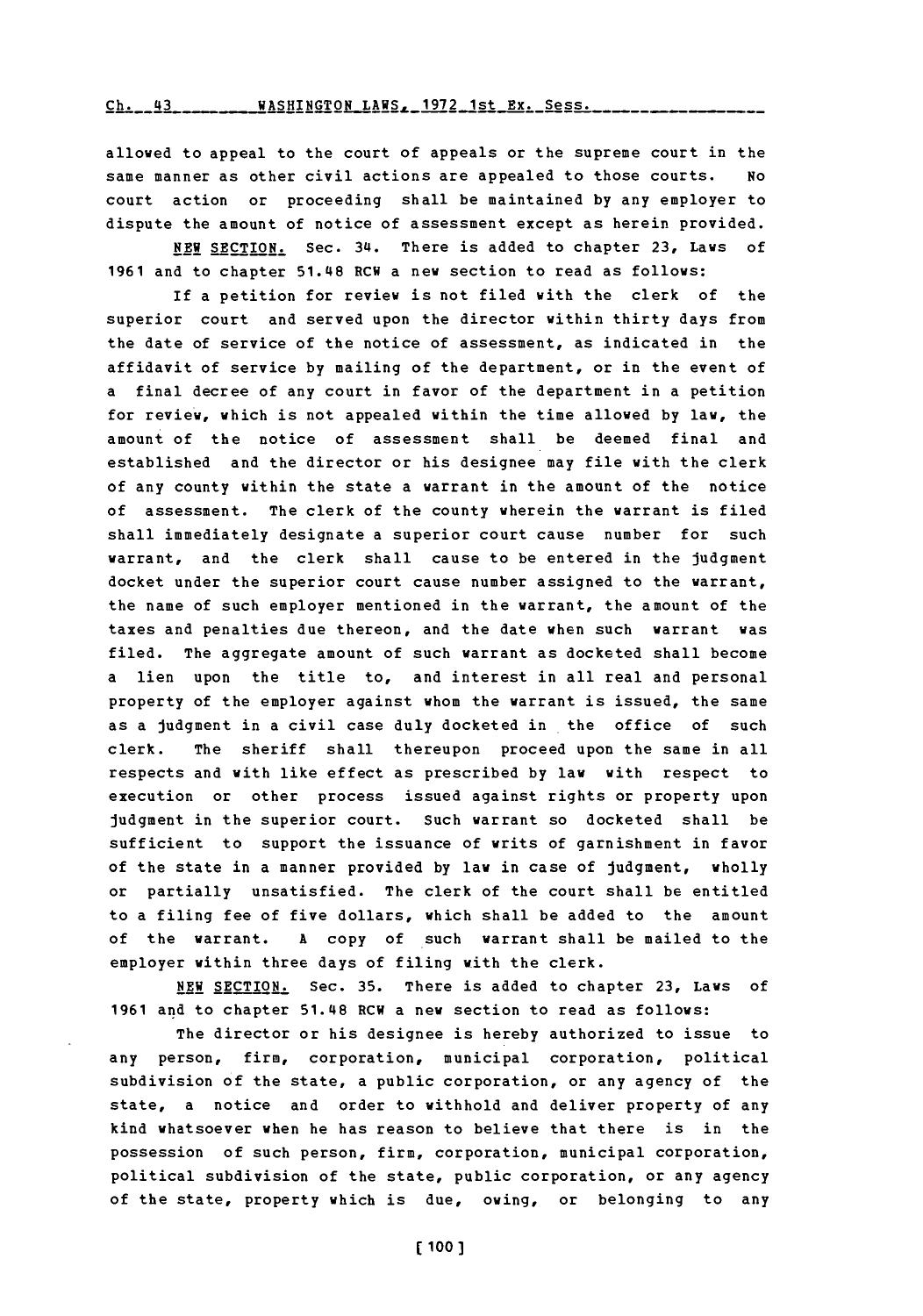allowed to appeal to the court of appeals or the supreme court in the same manner as other civil actions are appealed to those courts. No court action or proceeding shall be maintained by any employer to dispute the amount of notice of assessment except as herein provided.

NEW SECTION. Sec. 34. There is added to chapter 23, Laws of 1961 and to chapter 51.48 RCW a new section to read as follows:

If a petition for review is not filed with the clerk of the superior court and served upon the director within thirty days from the date of service of the notice of assessment, as indicated in the affidavit of service by mailing of the department, or in the event of a final decree of any court in favor of the department in a petition for review, which is not appealed within the time allowed by law, the amount of the notice of assessment shall be deemed final and established and the director or his designee may file with the clerk of any county within the state a warrant in the amount of the notice of assessment. The clerk of the county wherein the warrant is filed shall immediately designate a superior court cause number for such warrant, and the clerk shall cause to be entered in the judgment docket under the superior court cause number assigned to the warrant, the name of such employer mentioned in the warrant, the amount of the taxes and penalties due thereon, and the date when such warrant was filed. The aggregate amount of such warrant as docketed shall become a lien upon the title to, and interest in all real and personal property of the employer against whom the warrant is issued, the same as a judgment in a civil case duly docketed in the office of such clerk. The sheriff shall thereupon proceed upon the same in all respects and with like effect as prescribed by law with respect to execution or other process issued against rights or property upon judgment in the superior court. Such warrant so docketed shall be sufficient to support the issuance of writs of garnishment in favor of the state in a manner provided by law in case of judgment, wholly or partially unsatisfied. The clerk of the court shall be entitled to a filing fee of five dollars, which shall be added to the amount of the warrant. A copy of such warrant shall be mailed to the employer within three days of filing with the clerk.

NEW SECTION. Sec. 35. There is added to chapter 23, Laws of 1961 and to chapter 51.48 RCW a new section to read as follows:

The director or his designee is hereby authorized to issue to any person, firm, corporation, municipal corporation, political subdivision of the state, a public corporation, or any agency of the state, a notice and order to withhold and deliver property of any kind whatsoever when he has reason to believe that there is in the possession of such person, firm, corporation, municipal corporation, political subdivision of the state, public corporation, or any agency of the state, property which is due, owing, or belonging to any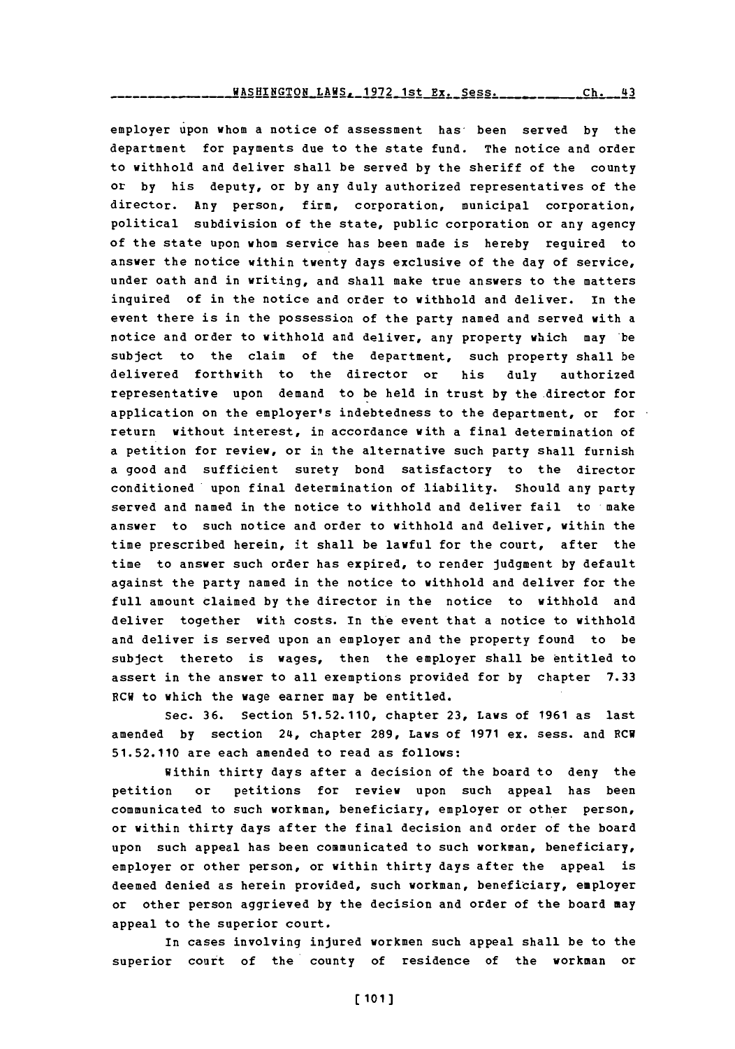employer upon whom a notice of assessment has been served by the department for payments due to the state fund. The notice and order to withhold and deliver shall be served by the sheriff of the county or by his deputy, or by any duly authorized representatives of the director. Any person, firm, corporation, municipal corporation, political subdivision of the state, public corporation or any agency of the state upon whom service has been made is hereby required to answer the notice within twenty days exclusive of the day of service, under oath and in writing, and shall make true answers to the matters inquired of in the notice and order to withhold and deliver. In the event there is in the possession of the party named and served with a notice and order to withhold and deliver, any property which may be subject to the claim of the department, such property shall be delivered forthwith to the director or his duly authorized representative upon demand to be held in trust by the director for application on the employer's indebtedness to the department, or for return without interest, in accordance with a final determination of a petition for review, or in the alternative such party shall furnish a good and sufficient surety bond satisfactory to the director conditioned upon final determination of liability. Should any party served and named in the notice to withhold and deliver fail to make answer to such notice and order to withhold and deliver, within the time prescribed herein, it shall be lawful for the court, after the time to answer such order has expired, to render judgment by default against the party named in the notice to withhold and deliver for the full amount claimed by the director in the notice to withhold and deliver together with costs. In the event that a notice to withhold and deliver is served upon an employer and the property found to be subject thereto is wages, then the employer shall be entitled to assert in the answer to all exemptions provided for by chapter 7.33 RCW to which the wage earner may be entitled.

Sec. 36. Section 51.52.110, chapter 23, Laws of 1961 as last amended by section 24, chapter 289, Laws of 1971 ex. sess. and RCW 51.52.110 are each amended to read as follows:

Within thirty days after a decision of the board to deny the petition or petitions for review upon such appeal has been communicated to such workman, beneficiary, employer or other person, or within thirty days after the final decision and order of the board upon such appeal has been communicated to such workman, beneficiary, employer or other person, or within thirty days after the appeal is deemed denied as herein provided, such workman, beneficiary, employer or other person aggrieved by the decision and order of the board may appeal to the superior court.

In cases involving injured workmen such appeal shall be to the superior court of the county of residence of the workman or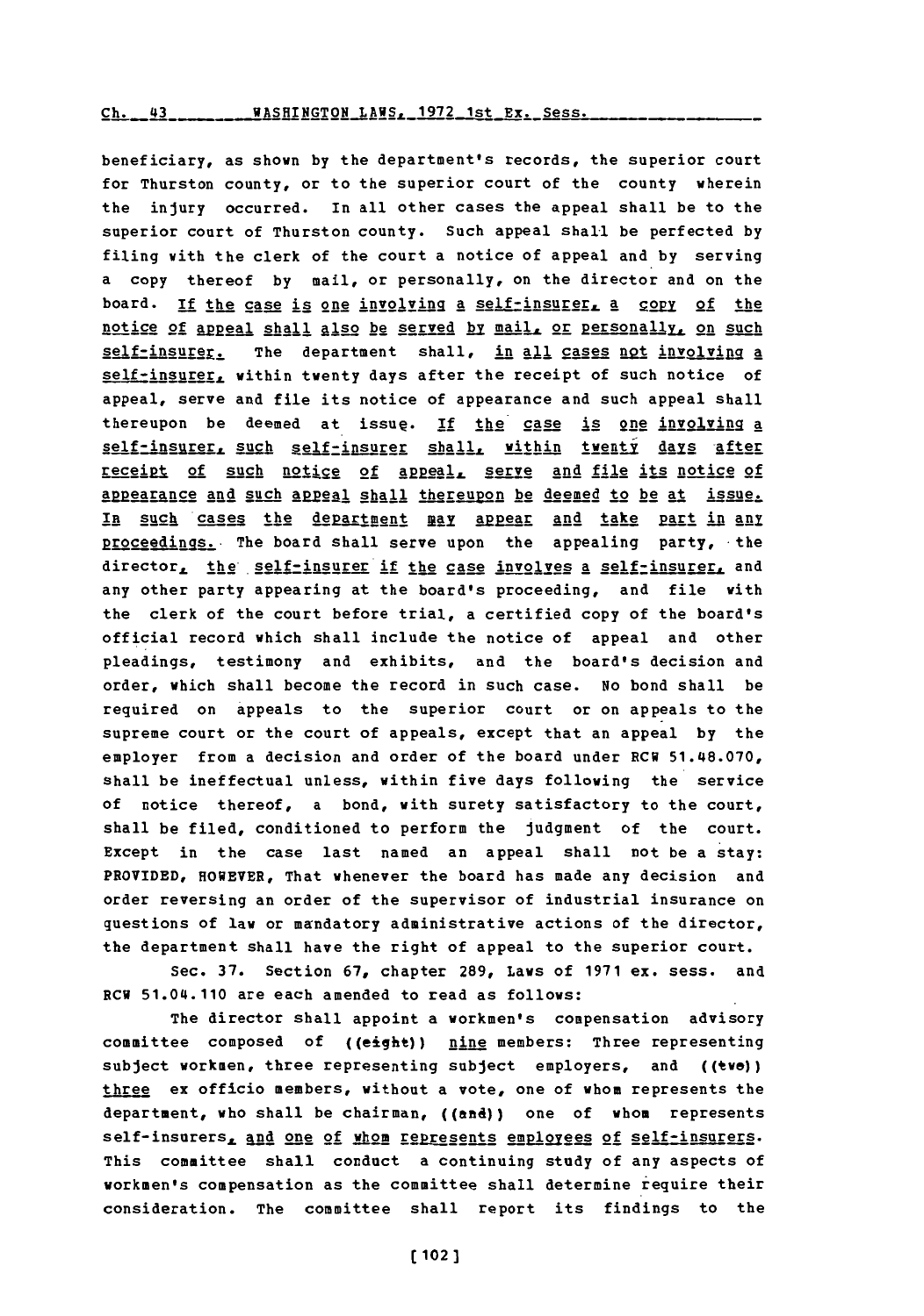beneficiary, as shown by the department's records, the superior court for Thurston county, or to the superior court of the county wherein the injury occurred. In all other cases the appeal shall be to the superior court of Thurston county. Such appeal shall be perfected by filing with the clerk of the court a notice of appeal and by serving a copy thereof by mail, or personally, on the director and on the board. If the case is one involving a self-insurer, a copy of the notice of appeal shall also be served by mail, or personally, on such self-insurer. The department shall, in all cases not involving a self-insurer, within twenty days after the receipt of such notice of appeal, serve and file its notice of appearance and such appeal shall thereupon be deemed at issue. If the case is one involving a self-insurer, such self-insurer shall, within twenty days after receipt of such notice of appeal, serve and file its notice of appearance and such appeal shall thereupon be deemed to be at issue. In such cases the department may appear and take part in any proceedings. The board shall serve upon the appealing party, the director, the self-insurer if the case involves a self-insurer, and any other party appearing at the board's proceeding, and file with the clerk of the court before trial, a certified copy of the board's official record which shall include the notice of appeal and other pleadings, testimony and exhibits, and the board's decision and order, which shall become the record in such case. No bond shall be required on appeals to the superior court or on appeals to the supreme court or the court of appeals, except that an appeal by the employer from a decision and order of the board under RCW 51.48.070, shall be ineffectual unless, within five days following the service of notice thereof, a bond, with surety satisfactory to the court, shall be filed, conditioned to perform the judgment of the court. Except in the case last named an appeal shall not be a stay: PROVIDED, HOWEVER, That whenever the board has made any decision and order reversing an order of the supervisor of industrial insurance on questions of law or mandatory administrative actions of the director, the department shall have the right of appeal to the superior court.

Sec. 37. Section 67, chapter 289, Laws of 1971 ex. sess. and RCW 51.04.110 are each amended to read as follows:

The director shall appoint a workmen's compensation advisory committee composed of ((eight)) nine members: Three representing subject workmen, three representing subject employers, and ((two)) three ex officio members, without a vote, one of whom represents the department, who shall be chairman, ((and)) one of whom represents self-insurers, and one of whom represents employees of self-insurers. This committee shall conduct a continuing study of any aspects of workmen's compensation as the committee shall determine require their consideration. The committee shall report its findings to the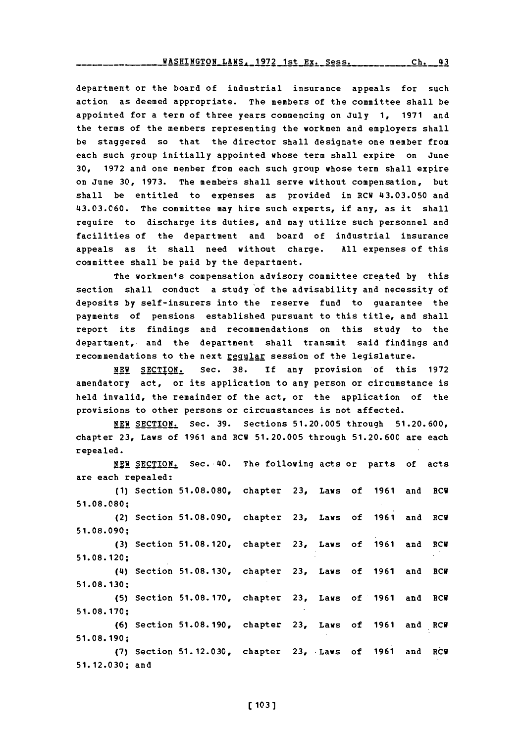department or the board of industrial insurance appeals for such action as deemed appropriate. The members of the committee shall be appointed for a term of three years commencing on July 1, 1971 and the terms of the members representing the workmen and employers shall be staggered so that the director shall designate one member from each such group initially appointed whose term shall expire on June 30, 1972 and one member from each such group whose term shall expire on June 30, 1973. The members shall serve without compensation, but shall be entitled to expenses as provided in RCW 43.03.050 and 43.03.060. The committee may hire such experts, if any, as it shall require to discharge its duties, and may utilize such personnel and facilities of the department and board of industrial insurance appeals as it shall need without charge. All expenses of this committee shall be paid by the department.

The workmen's compensation advisory committee created by this section shall conduct a study of the advisability and necessity of deposits by self-insurers into the reserve fund to guarantee the payments of pensions established pursuant to this title, and shall report its findings and recommendations on this study to the department, and the department shall transmit said findings and recommendations to the next regular session of the legislature.

NEW SECTION. Sec. 38. If any provision of this 1972 amendatory act, or its application to any person or circumstance is held invalid, the remainder of the act, or the application of the provisions to other persons or circumstances is not affected.

NEW SECTION. Sec. 39. Sections 51.20.005 through 51.20.600, chapter 23, Laws of 1961 and RCW 51.20.005 through 51.20.600 are each repealed.

NEW SECTION. Sec. 40. The following acts or parts of acts are each repealed:

(1) Section 51.08.080, chapter 23, Laws of 1961 and RCW 51.08.080;

(2) Section 51.08.090, chapter 23, Laws of 1961 and RCW 51.08.090;

(3) Section 51.08.120, chapter 23, Laws of 1961 and RCW 51.08.120;

(4) Section 51.08.130, chapter 23, Laws of 1961 and RCW 51.08.130;

(5) Section 51.08.170, chapter 23, Laws of 1961 and RCW 51.08.170;

(6) Section 51.08.190, chapter 23, Laws of 1961 and RCW 51.08.190;

(7) Section 51.12.030, chapter 23, Laws of 1961 and RCW 51.12.030; and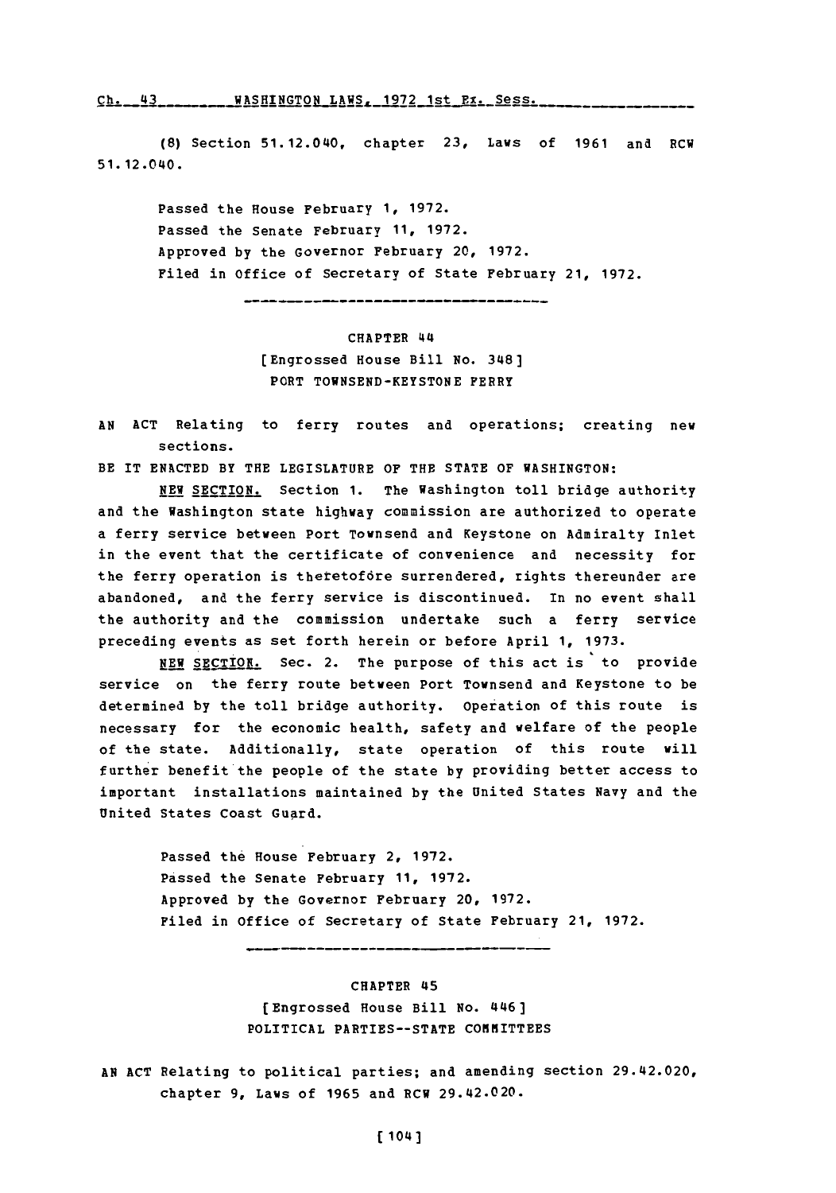(8) Section 51.12.040, chapter 23, Laws of 1961 and RCW 51.12.040.

Passed the House February 1, 1972.
Passed the Senate February 11, 1972.
Approved by the Governor February 20, 1972.
Filed in Office of Secretary of State February 21, 1972.

---

CHAPTER 44

[Engrossed House Bill No. 348]

PORT TOWNSEND-KEYSTONE FERRY

AN ACT Relating to ferry routes and operations; creating new sections.

BE IT ENACTED BY THE LEGISLATURE OF THE STATE OF WASHINGTON:

NEW SECTION. Section 1. The Washington toll bridge authority and the Washington state highway commission are authorized to operate a ferry service between Port Townsend and Keystone on Admiralty Inlet in the event that the certificate of convenience and necessity for the ferry operation is theretofore surrendered, rights thereunder are abandoned, and the ferry service is discontinued. In no event shall the authority and the commission undertake such a ferry service preceding events as set forth herein or before April 1, 1973.

NEW SECTION. Sec. 2. The purpose of this act is to provide service on the ferry route between Port Townsend and Keystone to be determined by the toll bridge authority. Operation of this route is necessary for the economic health, safety and welfare of the people of the state. Additionally, state operation of this route will further benefit the people of the state by providing better access to important installations maintained by the United States Navy and the United States Coast Guard.

Passed the House February 2, 1972.
Passed the Senate February 11, 1972.
Approved by the Governor February 20, 1972.
Filed in Office of Secretary of State February 21, 1972.

---

CHAPTER 45

[Engrossed House Bill No. 446]

POLITICAL PARTIES--STATE COMMITTEES

AN ACT Relating to political parties; and amending section 29.42.020, chapter 9, Laws of 1965 and RCW 29.42.020.